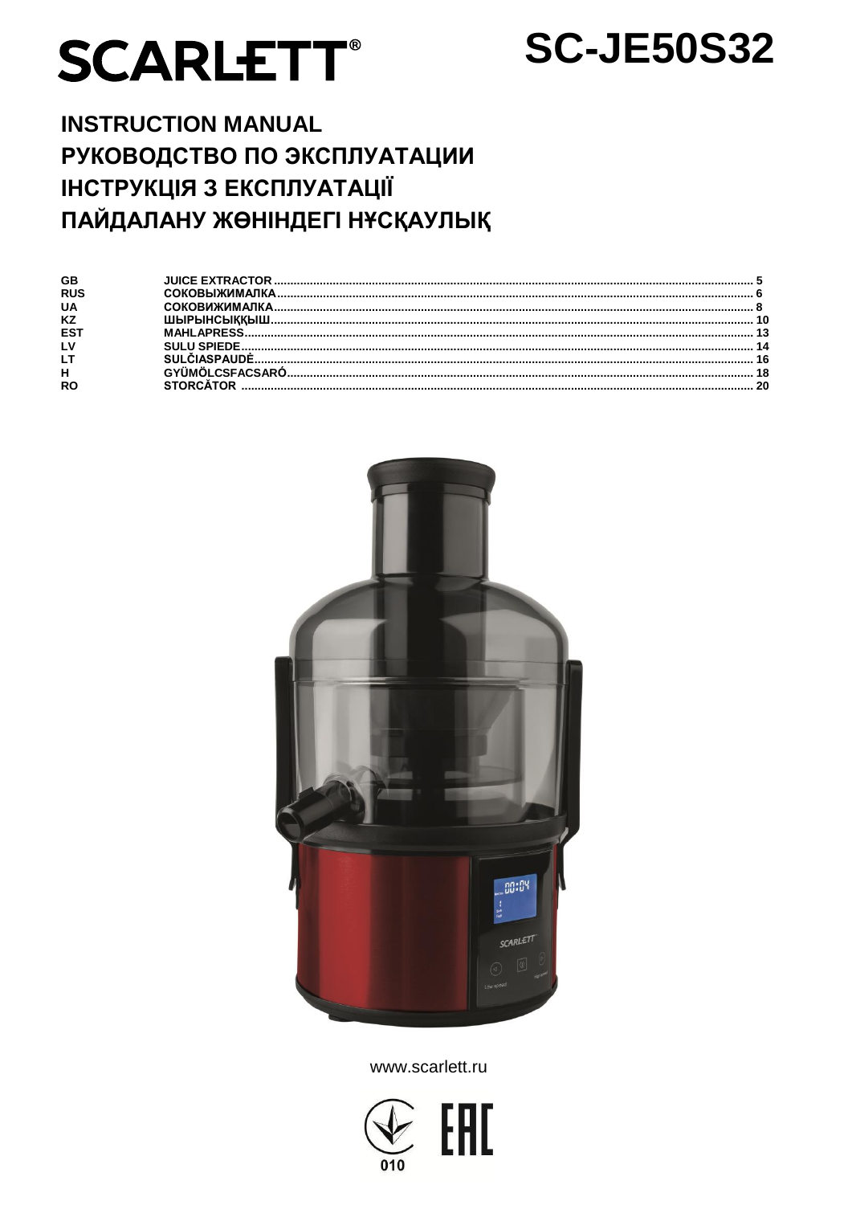# SCARLETT®

# SC-JE50S32

## INSTRUCTION MANUAL
## РУКОВОДСТВО ПО ЭКСПЛУАТАЦИИ
## ІНСТРУКЦІЯ З ЕКСПЛУАТАЦІЇ
## ПАЙДАЛАНУ ЖӨНІНДЕГІ НҰСҚАУЛЫҚ

| | | |
|---|---|---|
| GB | JUICE EXTRACTOR | 5 |
| RUS | СОКОВЫЖИМАЛКА | 6 |
| UA | СОКОВИЖИМАЛКА | 8 |
| KZ | ШЫРЫНСЫҚҚЫШ | 10 |
| EST | MAHLAPRESS | 13 |
| LV | SULU SPIEDE | 14 |
| LT | SULČIASPAUDĖ | 16 |
| H | GYÜMÖLCSFACSARÓ | 18 |
| RO | STORCĂTOR | 20 |

www.scarlett.ru

010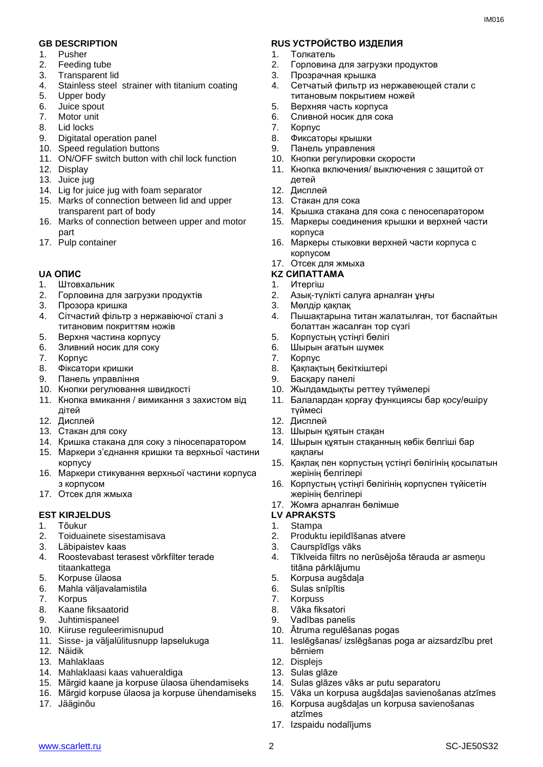## GB DESCRIPTION

1. Pusher
2. Feeding tube
3. Transparent lid
4. Stainless steel strainer with titanium coating
5. Upper body
6. Juice spout
7. Motor unit
8. Lid locks
9. Digitatal operation panel
10. Speed regulation buttons
11. ON/OFF switch button with chil lock function
12. Display
13. Juice jug
14. Lig for juice jug with foam separator
15. Marks of connection between lid and upper transparent part of body
16. Marks of connection between upper and motor part
17. Pulp container

## RUS УСТРОЙСТВО ИЗДЕЛИЯ

1. Толкатель
2. Горловина для загрузки продуктов
3. Прозрачная крышка
4. Сетчатый фильтр из нержавеющей стали с титановым покрытием ножей
5. Верхняя часть корпуса
6. Сливной носик для сока
7. Корпус
8. Фиксаторы крышки
9. Панель управления
10. Кнопки регулировки скорости
11. Кнопка включения/ выключения с защитой от детей
12. Дисплей
13. Стакан для сока
14. Крышка стакана для сока с пеносепаратором
15. Маркеры соединения крышки и верхней части корпуса
16. Маркеры стыковки верхней части корпуса с корпусом
17. Отсек для жмыха

## UA ОПИС

1. Штовхальник
2. Горловина для загрузки продуктів
3. Прозора кришка
4. Сітчастий фільтр з нержавіючої сталі з титановим покриттям ножів
5. Верхня частина корпусу
6. Зливний носик для соку
7. Корпус
8. Фіксатори кришки
9. Панель управління
10. Кнопки регулювання швидкості
11. Кнопка вмикання / вимикання з захистом від дітей
12. Дисплей
13. Стакан для соку
14. Кришка стакана для соку з піносепаратором
15. Маркери з'єднання кришки та верхньої частини корпусу
16. Маркери стикування верхньої частини корпуса з корпусом
17. Отсек для жмыха

## KZ СИПАТТАМА

1. Итергіш
2. Азық-түлікті салуға арналған ұңғы
3. Мөлдір қақпақ
4. Пышақтарына титан жалатылған, тот баспайтын болаттан жасалған тор сүзгі
5. Корпустың үстіңгі бөлігі
6. Шырын ағатын шүмек
7. Корпус
8. Қақпақтың бекіткіштері
9. Басқару панелі
10. Жылдамдықты реттеу түймелері
11. Балалардан қорғау функциясы бар қосу/өшіру түймесі
12. Дисплей
13. Шырын құятын стақан
14. Шырын құятын стақанның көбік бөлгіші бар қақпағы
15. Қақпақ пен корпустың үстіңгі бөлігінің қосылатын жерінің белгілері
16. Корпустың үстіңгі бөлігінің корпуспен түйісетін жерінің белгілері
17. Жомға арналған бөлімше

## EST KIRJELDUS

1. Tõukur
2. Toiduainete sisestamisava
3. Läbipaistev kaas
4. Roostevabast terasest võrkfilter terade titaankattega
5. Korpuse ülaosa
6. Mahla väljavalamistila
7. Korpus
8. Kaane fiksaatorid
9. Juhtimispaneel
10. Kiiruse reguleerimisnupud
11. Sisse- ja väljalülitusnupp lapselukuga
12. Näidik
13. Mahlaklaas
14. Mahlaklaasi kaas vahueraldiga
15. Märgid kaane ja korpuse ülaosa ühendamiseks
16. Märgid korpuse ülaosa ja korpuse ühendamiseks
17. Jääginõu

## LV APRAKSTS

1. Stampa
2. Produktu iepildīšanas atvere
3. Caurspīdīgs vāks
4. Tīklveida filtrs no nerūsējoša tērauda ar asmeņu titāna pārklājumu
5. Korpusa augšdaļa
6. Sulas snīpītis
7. Korpuss
8. Vāka fiksatori
9. Vadības panelis
10. Ātruma regulēšanas pogas
11. Ieslēgšanas/ izslēgšanas poga ar aizsardzību pret bērniem
12. Displejs
13. Sulas glāze
14. Sulas glāzes vāks ar putu separatoru
15. Vāka un korpusa augšdaļas savienošanas atzīmes
16. Korpusa augšdaļas un korpusa savienošanas atzīmes
17. Izspaidu nodalījums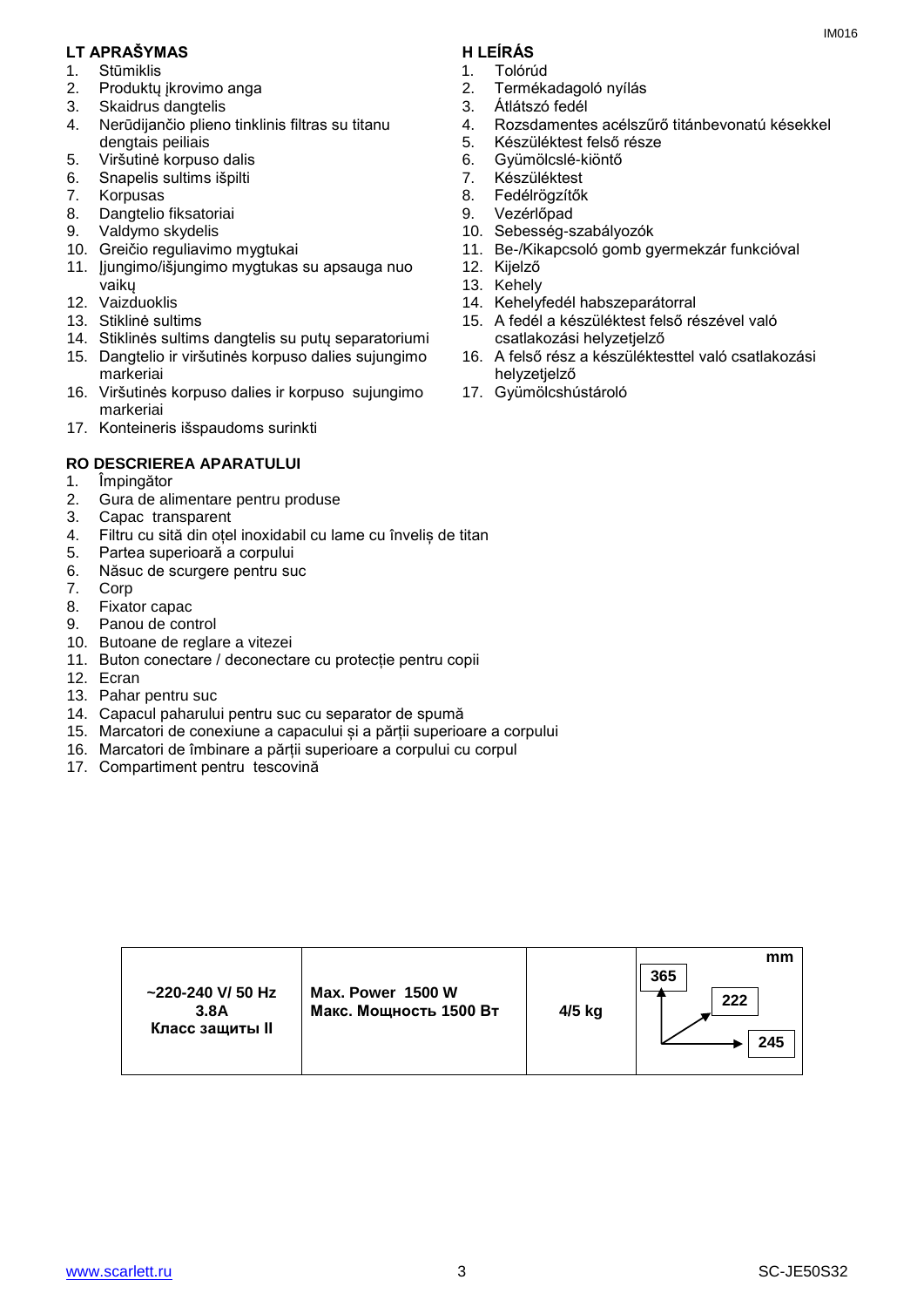## LT APRAŠYMAS

1. Stūmiklis
2. Produktų įkrovimo anga
3. Skaidrus dangtelis
4. Nerūdijančio plieno tinklinis filtras su titanu dengtais peiliais
5. Viršutinė korpuso dalis
6. Snapelis sultims išpilti
7. Korpusas
8. Dangtelio fiksatoriai
9. Valdymo skydelis
10. Greičio reguliavimo mygtukai
11. Įjungimo/išjungimo mygtukas su apsauga nuo vaikų
12. Vaizduoklis
13. Stiklinė sultims
14. Stiklinės sultims dangtelis su putų separatoriumi
15. Dangtelio ir viršutinės korpuso dalies sujungimo markeriai
16. Viršutinės korpuso dalies ir korpuso sujungimo markeriai
17. Konteineris išspaudoms surinkti

## H LEÍRÁS

1. Tolórúd
2. Termékadagoló nyílás
3. Átlátszó fedél
4. Rozsdamentes acélszűrő titánbevonatú késekkel
5. Készüléktest felső része
6. Gyümölcslé-kiöntő
7. Készüléktest
8. Fedélrögzítők
9. Vezérlőpad
10. Sebesség-szabályozók
11. Be-/Kikapcsoló gomb gyermekzár funkcióval
12. Kijelző
13. Kehely
14. Kehelyfedél habszeparátorral
15. A fedél a készüléktest felső részével való csatlakozási helyzetjelző
16. A felső rész a készüléktesttel való csatlakozási helyzetjelző
17. Gyümölcshústároló

## RO DESCRIEREA APARATULUI

1. Împingător
2. Gura de alimentare pentru produse
3. Capac transparent
4. Filtru cu sită din oțel inoxidabil cu lame cu înveliș de titan
5. Partea superioară a corpului
6. Năsuc de scurgere pentru suc
7. Corp
8. Fixator capac
9. Panou de control
10. Butoane de reglare a vitezei
11. Buton conectare / deconectare cu protecție pentru copii
12. Ecran
13. Pahar pentru suc
14. Capacul paharului pentru suc cu separator de spumă
15. Marcatori de conexiune a capacului și a părții superioare a corpului
16. Marcatori de îmbinare a părții superioare a corpului cu corpul
17. Compartiment pentru tescovină

| ~220-240 V/ 50 Hz<br>3.8A<br>Класс защиты II | Max. Power 1500 W<br>Макс. Мощность 1500 Вт | 4/5 kg | mm<br>365<br>222<br>245 |
|---|---|---|---|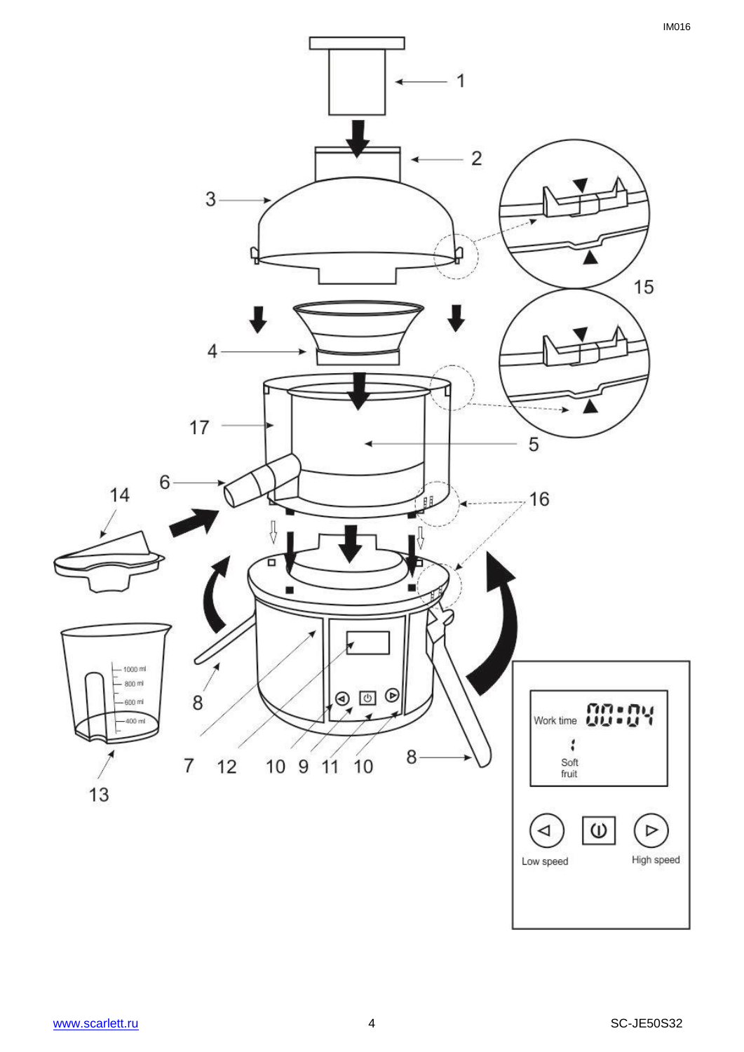1

2

3

4

5

6

7

8

9

10

11

12

13

14

15

16

17

1000 ml
800 ml
600 ml
400 ml

Work time 00:04

Soft fruit

Low speed

High speed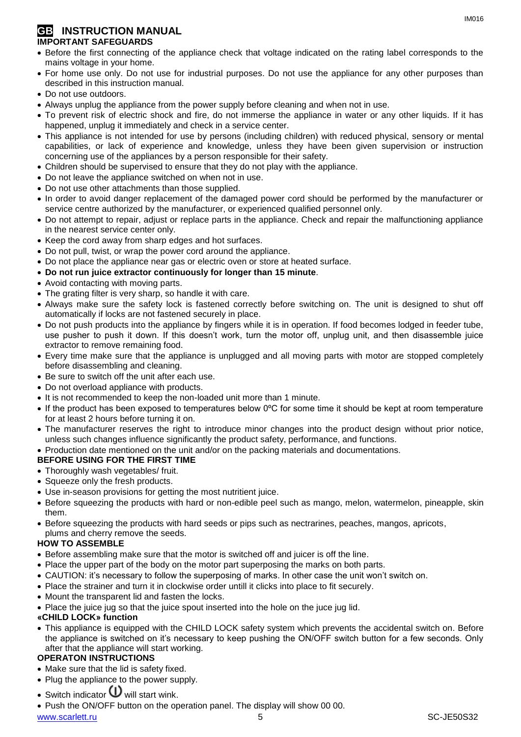# GB INSTRUCTION MANUAL

## IMPORTANT SAFEGUARDS

- Before the first connecting of the appliance check that voltage indicated on the rating label corresponds to the mains voltage in your home.
- For home use only. Do not use for industrial purposes. Do not use the appliance for any other purposes than described in this instruction manual.
- Do not use outdoors.
- Always unplug the appliance from the power supply before cleaning and when not in use.
- To prevent risk of electric shock and fire, do not immerse the appliance in water or any other liquids. If it has happened, unplug it immediately and check in a service center.
- This appliance is not intended for use by persons (including children) with reduced physical, sensory or mental capabilities, or lack of experience and knowledge, unless they have been given supervision or instruction concerning use of the appliances by a person responsible for their safety.
- Children should be supervised to ensure that they do not play with the appliance.
- Do not leave the appliance switched on when not in use.
- Do not use other attachments than those supplied.
- In order to avoid danger replacement of the damaged power cord should be performed by the manufacturer or service centre authorized by the manufacturer, or experienced qualified personnel only.
- Do not attempt to repair, adjust or replace parts in the appliance. Check and repair the malfunctioning appliance in the nearest service center only.
- Keep the cord away from sharp edges and hot surfaces.
- Do not pull, twist, or wrap the power cord around the appliance.
- Do not place the appliance near gas or electric oven or store at heated surface.
- **Do not run juice extractor continuously for longer than 15 minute**.
- Avoid contacting with moving parts.
- The grating filter is very sharp, so handle it with care.
- Always make sure the safety lock is fastened correctly before switching on. The unit is designed to shut off automatically if locks are not fastened securely in place.
- Do not push products into the appliance by fingers while it is in operation. If food becomes lodged in feeder tube, use pusher to push it down. If this doesn't work, turn the motor off, unplug unit, and then disassemble juice extractor to remove remaining food.
- Every time make sure that the appliance is unplugged and all moving parts with motor are stopped completely before disassembling and cleaning.
- Be sure to switch off the unit after each use.
- Do not overload appliance with products.
- It is not recommended to keep the non-loaded unit more than 1 minute.
- If the product has been exposed to temperatures below 0ºC for some time it should be kept at room temperature for at least 2 hours before turning it on.
- The manufacturer reserves the right to introduce minor changes into the product design without prior notice, unless such changes influence significantly the product safety, performance, and functions.
- Production date mentioned on the unit and/or on the packing materials and documentations.

## BEFORE USING FOR THE FIRST TIME

- Thoroughly wash vegetables/ fruit.
- Squeeze only the fresh products.
- Use in-season provisions for getting the most nutritient juice.
- Before squeezing the products with hard or non-edible peel such as mango, melon, watermelon, pineapple, skin them.
- Before squeezing the products with hard seeds or pips such as nectrarines, peaches, mangos, apricots, plums and cherry remove the seeds.

## HOW TO ASSEMBLE

- Before assembling make sure that the motor is switched off and juicer is off the line.
- Place the upper part of the body on the motor part superposing the marks on both parts.
- CAUTION: it's necessary to follow the superposing of marks. In other case the unit won't switch on.
- Place the strainer and turn it in clockwise order untill it clicks into place to fit securely.
- Mount the transparent lid and fasten the locks.
- Place the juice jug so that the juice spout inserted into the hole on the juce jug lid.

## «CHILD LOCK» function

- This appliance is equipped with the CHILD LOCK safety system which prevents the accidental switch on. Before the appliance is switched on it's necessary to keep pushing the ON/OFF switch button for a few seconds. Only after that the appliance will start working.

## OPERATON INSTRUCTIONS

- Make sure that the lid is safety fixed.
- Plug the appliance to the power supply.
- Switch indicator ⏻ will start wink.
- Push the ON/OFF button on the operation panel. The display will show 00 00.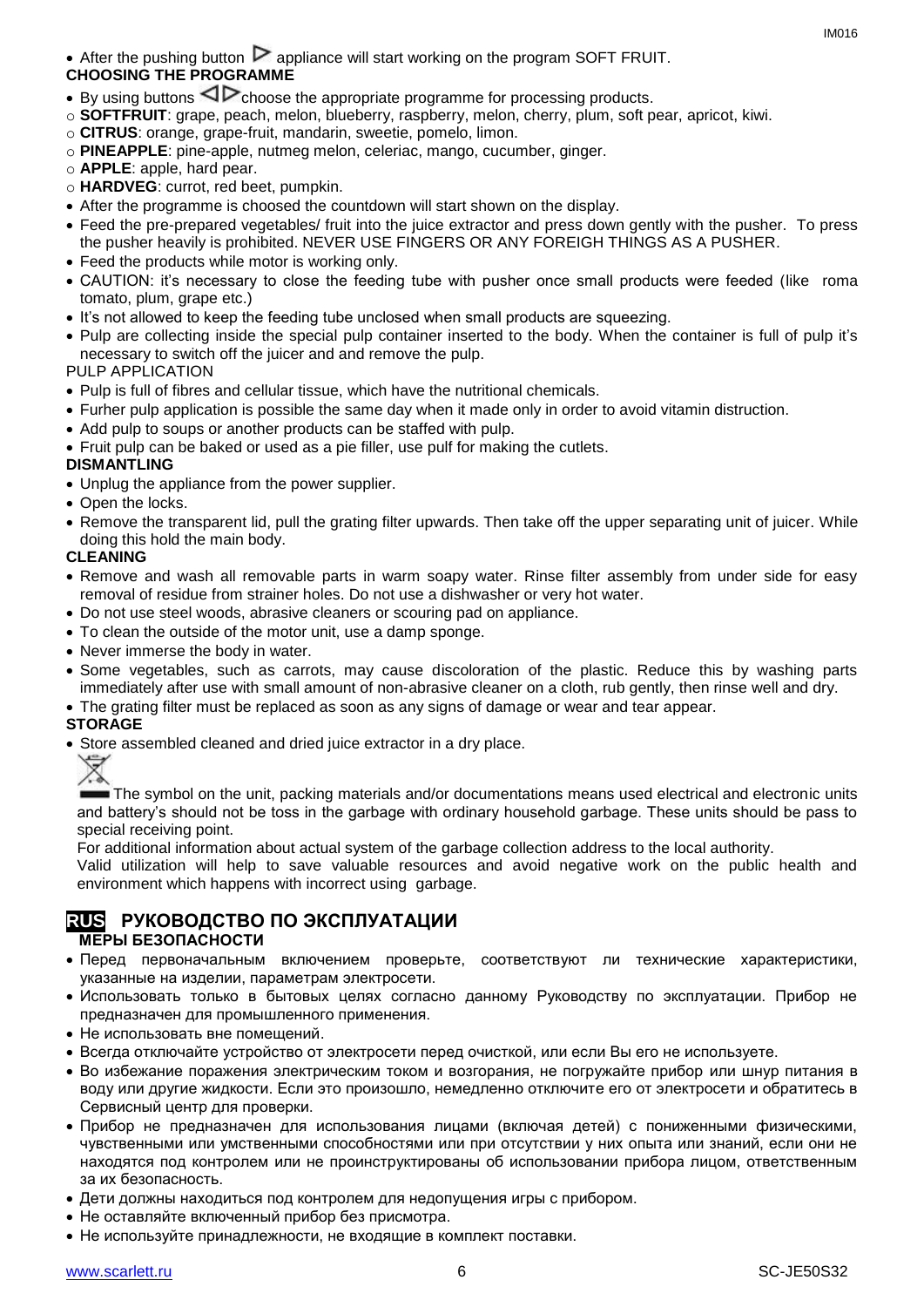- After the pushing button ▷ appliance will start working on the program SOFT FRUIT.

**CHOOSING THE PROGRAMME**

- By using buttons ◁▷ choose the appropriate programme for processing products.
  - **SOFTFRUIT**: grape, peach, melon, blueberry, raspberry, melon, cherry, plum, soft pear, apricot, kiwi.
  - **CITRUS**: orange, grape-fruit, mandarin, sweetie, pomelo, limon.
  - **PINEAPPLE**: pine-apple, nutmeg melon, celeriac, mango, cucumber, ginger.
  - **APPLE**: apple, hard pear.
  - **HARDVEG**: curot, red beet, pumpkin.
- After the programme is choosed the countdown will start shown on the display.
- Feed the pre-prepared vegetables/ fruit into the juice extractor and press down gently with the pusher. To press the pusher heavily is prohibited. NEVER USE FINGERS OR ANY FOREIGH THINGS AS A PUSHER.
- Feed the products while motor is working only.
- CAUTION: it's necessary to close the feeding tube with pusher once small products were feeded (like roma tomato, plum, grape etc.)
- It's not allowed to keep the feeding tube unclosed when small products are squeezing.
- Pulp are collecting inside the special pulp container inserted to the body. When the container is full of pulp it's necessary to switch off the juicer and and remove the pulp.

PULP APPLICATION

- Pulp is full of fibres and cellular tissue, which have the nutritional chemicals.
- Furher pulp application is possible the same day when it made only in order to avoid vitamin distruction.
- Add pulp to soups or another products can be staffed with pulp.
- Fruit pulp can be baked or used as a pie filler, use pulf for making the cutlets.

**DISMANTLING**

- Unplug the appliance from the power supplier.
- Open the locks.
- Remove the transparent lid, pull the grating filter upwards. Then take off the upper separating unit of juicer. While doing this hold the main body.

**CLEANING**

- Remove and wash all removable parts in warm soapy water. Rinse filter assembly from under side for easy removal of residue from strainer holes. Do not use a dishwasher or very hot water.
- Do not use steel woods, abrasive cleaners or scouring pad on appliance.
- To clean the outside of the motor unit, use a damp sponge.
- Never immerse the body in water.
- Some vegetables, such as carrots, may cause discoloration of the plastic. Reduce this by washing parts immediately after use with small amount of non-abrasive cleaner on a cloth, rub gently, then rinse well and dry.
- The grating filter must be replaced as soon as any signs of damage or wear and tear appear.

**STORAGE**

- Store assembled cleaned and dried juice extractor in a dry place.

The symbol on the unit, packing materials and/or documentations means used electrical and electronic units and battery's should not be toss in the garbage with ordinary household garbage. These units should be pass to special receiving point.

For additional information about actual system of the garbage collection address to the local authority.

Valid utilization will help to save valuable resources and avoid negative work on the public health and environment which happens with incorrect using garbage.

## RUS РУКОВОДСТВО ПО ЭКСПЛУАТАЦИИ

**МЕРЫ БЕЗОПАСНОСТИ**

- Перед первоначальным включением проверьте, соответствуют ли технические характеристики, указанные на изделии, параметрам электросети.
- Использовать только в бытовых целях согласно данному Руководству по эксплуатации. Прибор не предназначен для промышленного применения.
- Не использовать вне помещений.
- Всегда отключайте устройство от электросети перед очисткой, или если Вы его не используете.
- Во избежание поражения электрическим током и возгорания, не погружайте прибор или шнур питания в воду или другие жидкости. Если это произошло, немедленно отключите его от электросети и обратитесь в Сервисный центр для проверки.
- Прибор не предназначен для использования лицами (включая детей) с пониженными физическими, чувственными или умственными способностями или при отсутствии у них опыта или знаний, если они не находятся под контролем или не проинструктированы об использовании прибора лицом, ответственным за их безопасность.
- Дети должны находиться под контролем для недопущения игры с прибором.
- Не оставляйте включенный прибор без присмотра.
- Не используйте принадлежности, не входящие в комплект поставки.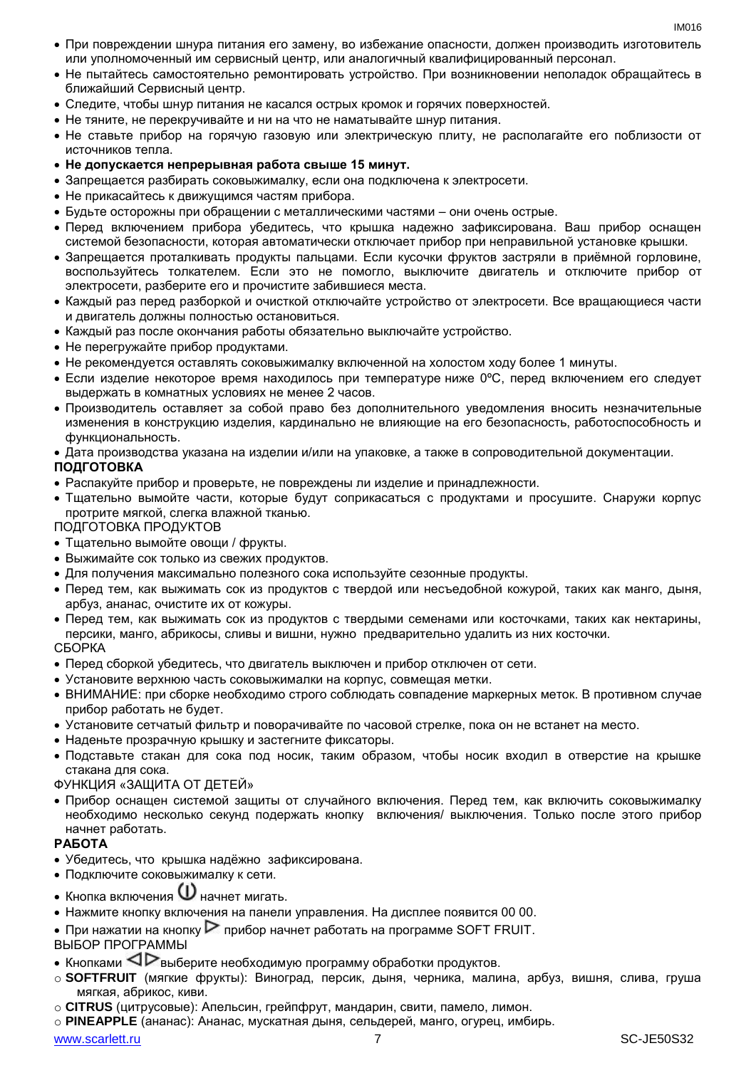- При повреждении шнура питания его замену, во избежание опасности, должен производить изготовитель или уполномоченный им сервисный центр, или аналогичный квалифицированный персонал.
- Не пытайтесь самостоятельно ремонтировать устройство. При возникновении неполадок обращайтесь в ближайший Сервисный центр.
- Следите, чтобы шнур питания не касался острых кромок и горячих поверхностей.
- Не тяните, не перекручивайте и ни на что не наматывайте шнур питания.
- Не ставьте прибор на горячую газовую или электрическую плиту, не располагайте его поблизости от источников тепла.
- **Не допускается непрерывная работа свыше 15 минут.**
- Запрещается разбирать соковыжималку, если она подключена к электросети.
- Не прикасайтесь к движущимся частям прибора.
- Будьте осторожны при обращении с металлическими частями – они очень острые.
- Перед включением прибора убедитесь, что крышка надежно зафиксирована. Ваш прибор оснащен системой безопасности, которая автоматически отключает прибор при неправильной установке крышки.
- Запрещается проталкивать продукты пальцами. Если кусочки фруктов застряли в приёмной горловине, воспользуйтесь толкателем. Если это не помогло, выключите двигатель и отключите прибор от электросети, разберите его и прочистите забившиеся места.
- Каждый раз перед разборкой и очисткой отключайте устройство от электросети. Все вращающиеся части и двигатель должны полностью остановиться.
- Каждый раз после окончания работы обязательно выключайте устройство.
- Не перегружайте прибор продуктами.
- Не рекомендуется оставлять соковыжималку включенной на холостом ходу более 1 минуты.
- Если изделие некоторое время находилось при температуре ниже 0ºC, перед включением его следует выдержать в комнатных условиях не менее 2 часов.
- Производитель оставляет за собой право без дополнительного уведомления вносить незначительные изменения в конструкцию изделия, кардинально не влияющие на его безопасность, работоспособность и функциональность.
- Дата производства указана на изделии и/или на упаковке, а также в сопроводительной документации.

**ПОДГОТОВКА**

- Распакуйте прибор и проверьте, не повреждены ли изделие и принадлежности.
- Тщательно вымойте части, которые будут соприкасаться с продуктами и просушите. Снаружи корпус протрите мягкой, слегка влажной тканью.

ПОДГОТОВКА ПРОДУКТОВ

- Тщательно вымойте овощи / фрукты.
- Выжимайте сок только из свежих продуктов.
- Для получения максимально полезного сока используйте сезонные продукты.
- Перед тем, как выжимать сок из продуктов с твердой или несъедобной кожурой, таких как манго, дыня, арбуз, ананас, очистите их от кожуры.
- Перед тем, как выжимать сок из продуктов с твердыми семенами или косточками, таких как нектарины, персики, манго, абрикосы, сливы и вишни, нужно предварительно удалить из них косточки.

СБОРКА

- Перед сборкой убедитесь, что двигатель выключен и прибор отключен от сети.
- Установите верхнюю часть соковыжималки на корпус, совмещая метки.
- ВНИМАНИЕ: при сборке необходимо строго соблюдать совпадение маркерных меток. В противном случае прибор работать не будет.
- Установите сетчатый фильтр и поворачивайте по часовой стрелке, пока он не встанет на место.
- Наденьте прозрачную крышку и застегните фиксаторы.
- Подставьте стакан для сока под носик, таким образом, чтобы носик входил в отверстие на крышке стакана для сока.

ФУНКЦИЯ «ЗАЩИТА ОТ ДЕТЕЙ»

- Прибор оснащен системой защиты от случайного включения. Перед тем, как включить соковыжималку необходимо несколько секунд подержать кнопку включения/ выключения. Только после этого прибор начнет работать.

**РАБОТА**

- Убедитесь, что крышка надёжно зафиксирована.
- Подключите соковыжималку к сети.
- Кнопка включения ⏻ начнет мигать.
- Нажмите кнопку включения на панели управления. На дисплее появится 00 00.
- При нажатии на кнопку ▷ прибор начнет работать на программе SOFT FRUIT.

ВЫБОР ПРОГРАММЫ

- Кнопками ◁▷ выберите необходимую программу обработки продуктов.
  - **SOFTFRUIT** (мягкие фрукты): Виноград, персик, дыня, черника, малина, арбуз, вишня, слива, груша мягкая, абрикос, киви.
  - **CITRUS** (цитрусовые): Апельсин, грейпфрут, мандарин, свити, памело, лимон.
  - **PINEAPPLE** (ананас): Ананас, мускатная дыня, сельдерей, манго, огурец, имбирь.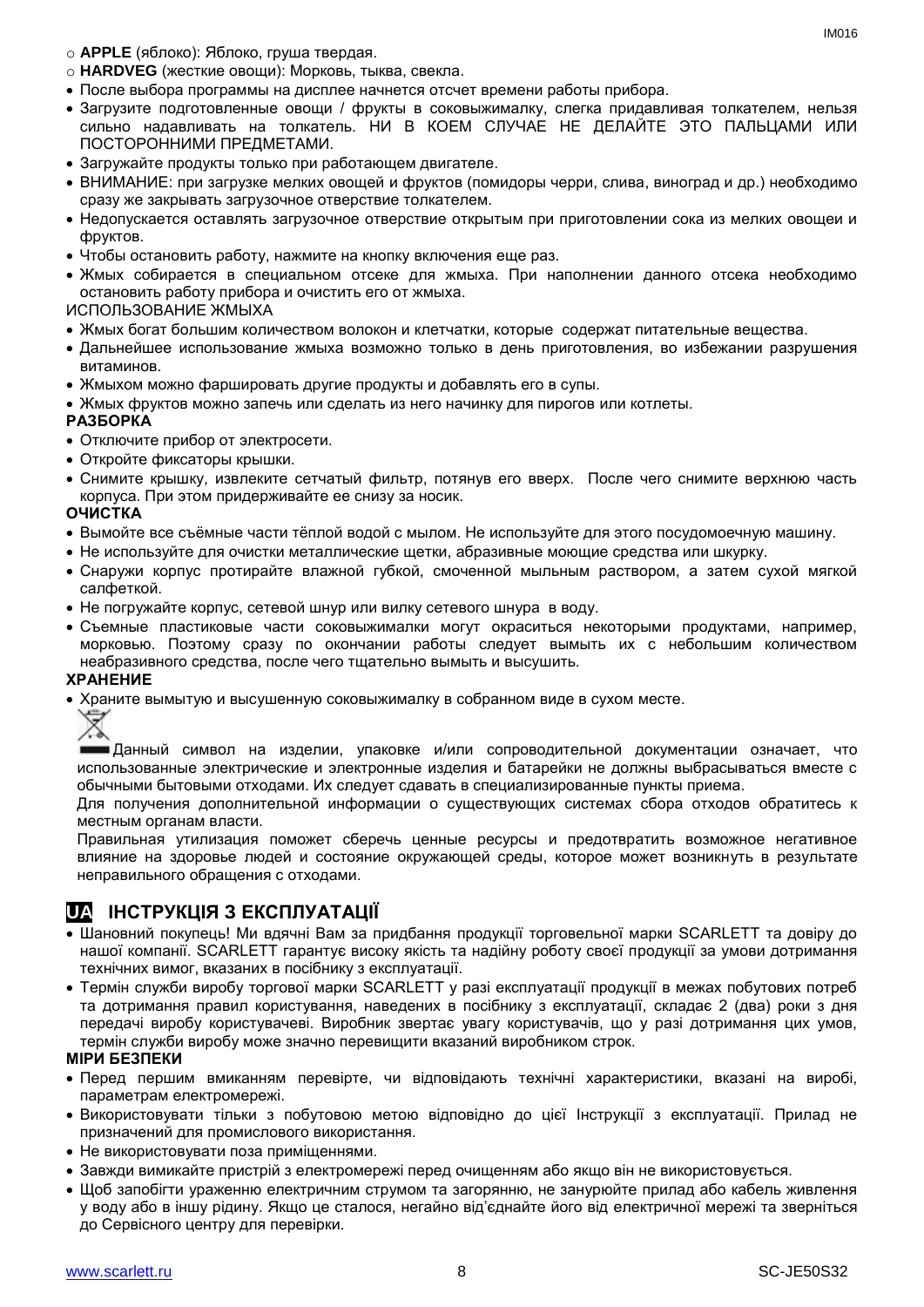- **APPLE** (яблоко): Яблоко, груша твердая.
- **HARDVEG** (жесткие овощи): Морковь, тыква, свекла.

- После выбора программы на дисплее начнется отсчет времени работы прибора.
- Загрузите подготовленные овощи / фрукты в соковыжималку, слегка придавливая толкателем, нельзя сильно надавливать на толкатель. НИ В КОЕМ СЛУЧАЕ НЕ ДЕЛАЙТЕ ЭТО ПАЛЬЦАМИ ИЛИ ПОСТОРОННИМИ ПРЕДМЕТАМИ.
- Загружайте продукты только при работающем двигателе.
- ВНИМАНИЕ: при загрузке мелких овощей и фруктов (помидоры черри, слива, виноград и др.) необходимо сразу же закрывать загрузочное отверстие толкателем.
- Недопускается оставлять загрузочное отверстие открытым при приготовлении сока из мелких овощеи и фруктов.
- Чтобы остановить работу, нажмите на кнопку включения еще раз.
- Жмых собирается в специальном отсеке для жмыха. При наполнении данного отсека необходимо остановить работу прибора и очистить его от жмыха.

ИСПОЛЬЗОВАНИЕ ЖМЫХА

- Жмых богат большим количеством волокон и клетчатки, которые содержат питательные вещества.
- Дальнейшее использование жмыха возможно только в день приготовления, во избежании разрушения витаминов.
- Жмыхом можно фаршировать другие продукты и добавлять его в супы.
- Жмых фруктов можно запечь или сделать из него начинку для пирогов или котлеты.

**РАЗБОРКА**

- Отключите прибор от электросети.
- Откройте фиксаторы крышки.
- Снимите крышку, извлеките сетчатый фильтр, потянув его вверх. После чего снимите верхнюю часть корпуса. При этом придерживайте ее снизу за носик.

**ОЧИСТКА**

- Вымойте все съёмные части тёплой водой с мылом. Не используйте для этого посудомоечную машину.
- Не используйте для очистки металлические щетки, абразивные моющие средства или шкурку.
- Снаружи корпус протирайте влажной губкой, смоченной мыльным раствором, а затем сухой мягкой салфеткой.
- Не погружайте корпус, сетевой шнур или вилку сетевого шнура в воду.
- Съемные пластиковые части соковыжималки могут окраситься некоторыми продуктами, например, морковью. Поэтому сразу по окончании работы следует вымыть их с небольшим количеством неабразивного средства, после чего тщательно вымыть и высушить.

**ХРАНЕНИЕ**

- Храните вымытую и высушенную соковыжималку в собранном виде в сухом месте.

Данный символ на изделии, упаковке и/или сопроводительной документации означает, что использованные электрические и электронные изделия и батарейки не должны выбрасываться вместе с обычными бытовыми отходами. Их следует сдавать в специализированные пункты приема.

Для получения дополнительной информации о существующих системах сбора отходов обратитесь к местным органам власти.

Правильная утилизация поможет сберечь ценные ресурсы и предотвратить возможное негативное влияние на здоровье людей и состояние окружающей среды, которое может возникнуть в результате неправильного обращения с отходами.

## UA ІНСТРУКЦІЯ З ЕКСПЛУАТАЦІЇ

- Шановний покупець! Ми вдячні Вам за придбання продукції торговельної марки SCARLETT та довіру до нашої компанії. SCARLETT гарантує високу якість та надійну роботу своєї продукції за умови дотримання технічних вимог, вказаних в посібнику з експлуатації.
- Термін служби виробу торгової марки SCARLETT у разі експлуатації продукції в межах побутових потреб та дотримання правил користування, наведених в посібнику з експлуатації, складає 2 (два) роки з дня передачі виробу користувачеві. Виробник звертає увагу користувачів, що у разі дотримання цих умов, термін служби виробу може значно перевищити вказаний виробником строк.

**МІРИ БЕЗПЕКИ**

- Перед першим вмиканням перевірте, чи відповідають технічні характеристики, вказані на виробі, параметрам електромережі.
- Використовувати тільки з побутовою метою відповідно до цієї Інструкції з експлуатації. Прилад не призначений для промислового використання.
- Не використовувати поза приміщеннями.
- Завжди вимикайте пристрій з електромережі перед очищенням або якщо він не використовується.
- Щоб запобігти ураженню електричним струмом та загорянню, не занурюйте прилад або кабель живлення у воду або в іншу рідину. Якщо це сталося, негайно від'єднайте його від електричної мережі та зверніться до Сервісного центру для перевірки.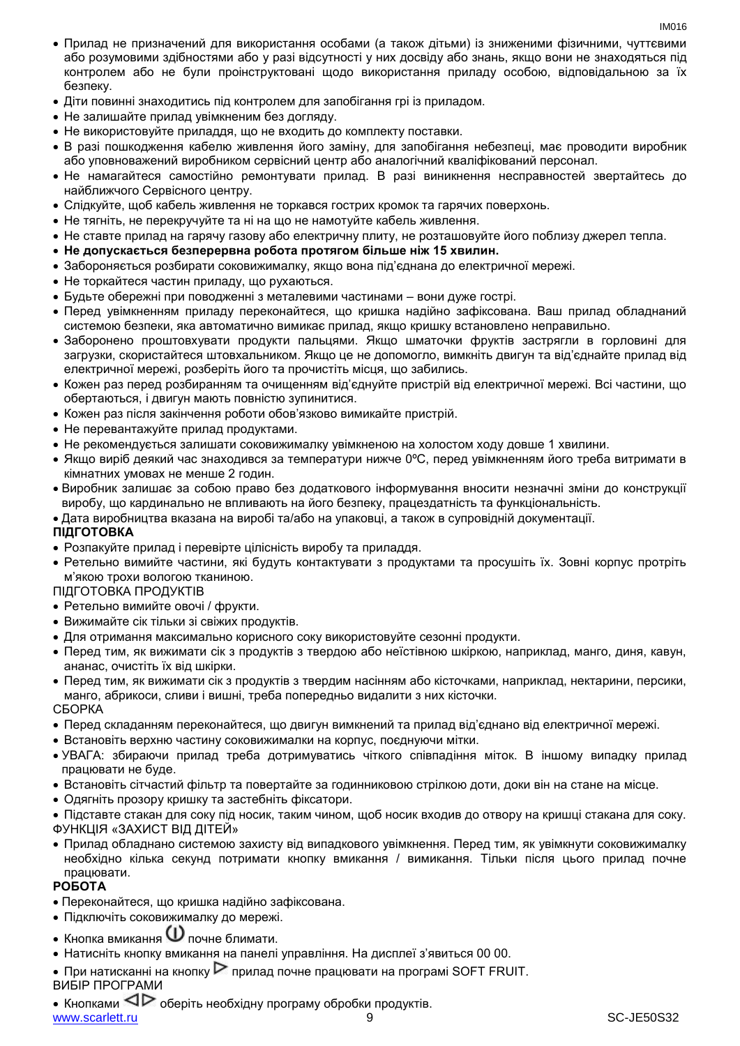- Прилад не призначений для використання особами (а також дітьми) із зниженими фізичними, чуттєвими або розумовими здібностями або у разі відсутності у них досвіду або знань, якщо вони не знаходяться під контролем або не були проінструктовані щодо використання приладу особою, відповідальною за їх безпеку.
- Діти повинні знаходитись під контролем для запобігання гри із приладом.
- Не залишайте прилад увімкненим без догляду.
- Не використовуйте приладдя, що не входить до комплекту поставки.
- В разі пошкодження кабелю живлення його заміну, для запобігання небезпеці, має проводити виробник або уповноважений виробником сервісний центр або аналогічний кваліфікований персонал.
- Не намагайтеся самостійно ремонтувати прилад. В разі виникнення несправностей звертайтесь до найближчого Сервісного центру.
- Слідкуйте, щоб кабель живлення не торкався гострих кромок та гарячих поверхонь.
- Не тягніть, не перекручуйте та ні на що не намотуйте кабель живлення.
- Не ставте прилад на гарячу газову або електричну плиту, не розташовуйте його поблизу джерел тепла.
- **Не допускається безперервна робота протягом більше ніж 15 хвилин.**
- Забороняється розбирати соковижималку, якщо вона під'єднана до електричної мережі.
- Не торкайтеся частин приладу, що рухаються.
- Будьте обережні при поводженні з металевими частинами – вони дуже гострі.
- Перед увімкненням приладу переконайтеся, що кришка надійно зафіксована. Ваш прилад обладнаний системою безпеки, яка автоматично вимикає прилад, якщо кришку встановлено неправильно.
- Заборонено проштовхувати продукти пальцями. Якщо шматочки фруктів застрягли в горловині для загрузки, скористайтеся штовхальником. Якщо це не допомогло, вимкніть двигун та від'єднайте прилад від електричної мережі, розберіть його та прочистіть місця, що забились.
- Кожен раз перед розбиранням та очищенням від'єднуйте пристрій від електричної мережі. Всі частини, що обертаються, і двигун мають повністю зупинитися.
- Кожен раз після закінчення роботи обов'язково вимикайте пристрій.
- Не перевантажуйте прилад продуктами.
- Не рекомендується залишати соковижималку увімкненою на холостом ходу довше 1 хвилини.
- Якщо виріб деякий час знаходився за температури нижче 0ºC, перед увімкненням його треба витримати в кімнатних умовах не менше 2 годин.
- Виробник залишає за собою право без додаткового інформування вносити незначні зміни до конструкції виробу, що кардинально не впливають на його безпеку, працездатність та функціональність.
- Дата виробництва вказана на виробі та/або на упаковці, а також в супровідній документації.

**ПІДГОТОВКА**

- Розпакуйте прилад і перевірте цілісність виробу та приладдя.
- Ретельно вимийте частини, які будуть контактувати з продуктами та просушіть їх. Зовні корпус протріть м'якою трохи вологою тканиною.

ПІДГОТОВКА ПРОДУКТІВ

- Ретельно вимийте овочі / фрукти.
- Вижимайте сік тільки зі свіжих продуктів.
- Для отримання максимально корисного соку використовуйте сезонні продукти.
- Перед тим, як вижимати сік з продуктів з твердою або неїстівною шкіркою, наприклад, манго, диня, кавун, ананас, очистіть їх від шкірки.
- Перед тим, як вижимати сік з продуктів з твердим насінням або кісточками, наприклад, нектарини, персики, манго, абрикоси, сливи і вишні, треба попередньо видалити з них кісточки.

СБОРКА

- Перед складанням переконайтеся, що двигун вимкнений та прилад від'єднано від електричної мережі.
- Встановіть верхню частину соковижималки на корпус, поєднуючи мітки.
- УВАГА: збираючи прилад треба дотримуватись чіткого співпадіння міток. В іншому випадку прилад працювати не буде.
- Встановіть сітчастий фільтр та повертайте за годинниковою стрілкою доти, доки він на стане на місце.
- Одягніть прозору кришку та застебніть фіксатори.
- Підставте стакан для соку під носик, таким чином, щоб носик входив до отвору на кришці стакана для соку.

ФУНКЦІЯ «ЗАХИСТ ВІД ДІТЕЙ»

- Прилад обладнано системою захисту від випадкового увімкнення. Перед тим, як увімкнути соковижималку необхідно кілька секунд потримати кнопку вмикання / вимикання. Тільки після цього прилад почне працювати.

**РОБОТА**

- Переконайтеся, що кришка надійно зафіксована.
- Підключіть соковижималку до мережі.
- Кнопка вмикання ⏻ почне блимати.
- Натисніть кнопку вмикання на панелі управління. На дисплеї з'явиться 00 00.
- При натисканні на кнопку ▷ прилад почне працювати на програмі SOFT FRUIT.

ВИБІР ПРОГРАМИ

- Кнопками ◁▷ оберіть необхідну програму обробки продуктів.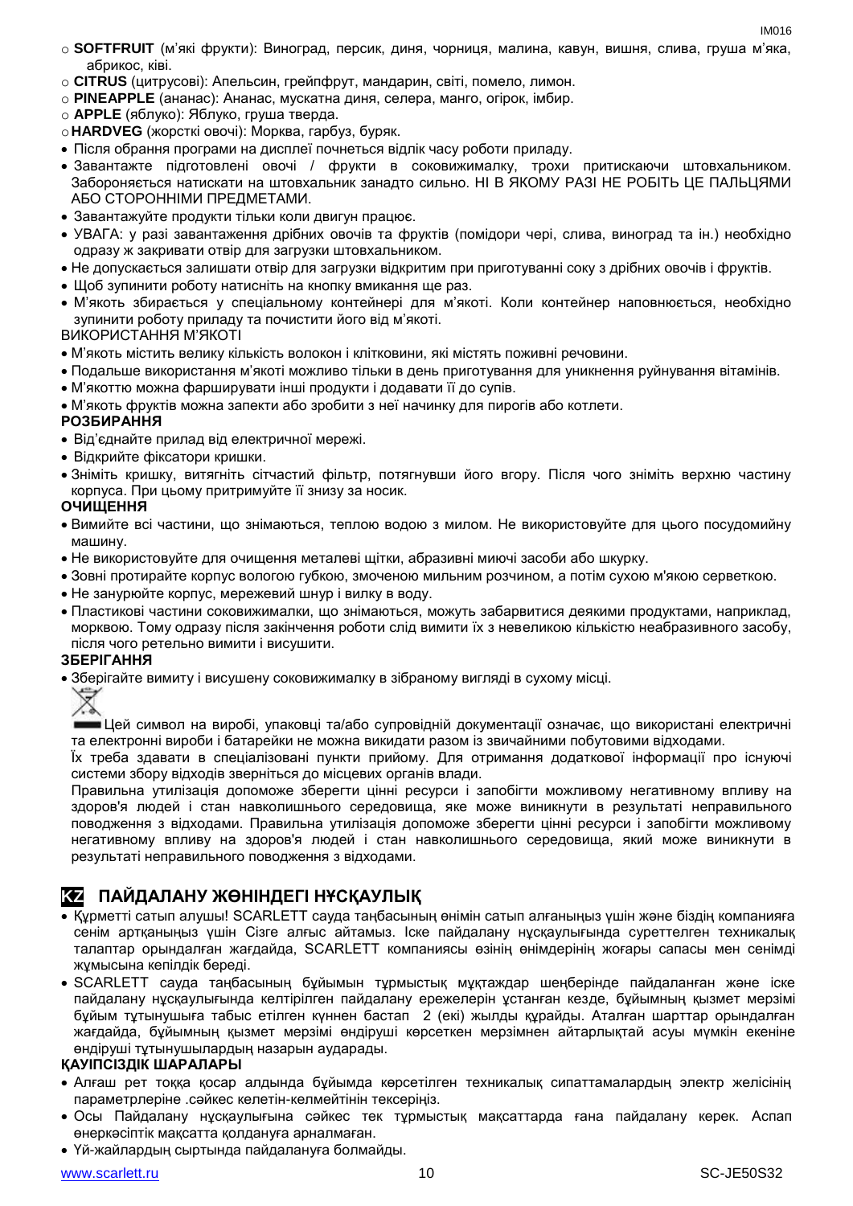- **SOFTFRUIT** (м'які фрукти): Виноград, персик, диня, чорниця, малина, кавун, вишня, слива, груша м'яка, абрикос, ківі.
- **CITRUS** (цитрусові): Апельсин, грейпфрут, мандарин, світі, помело, лимон.
- **PINEAPPLE** (ананас): Ананас, мускатна диня, селера, манго, огірок, імбир.
- **APPLE** (яблуко): Яблуко, груша тверда.
- **HARDVEG** (жорсткі овочі): Морква, гарбуз, буряк.

- Після обрання програми на дисплеї почнеться відлік часу роботи приладу.
- Завантажте підготовлені овочі / фрукти в соковижималку, трохи притискаючи штовхальником. Забороняється натискати на штовхальник занадто сильно. НІ В ЯКОМУ РАЗІ НЕ РОБІТЬ ЦЕ ПАЛЬЦЯМИ АБО СТОРОННІМИ ПРЕДМЕТАМИ.
- Завантажуйте продукти тільки коли двигун працює.
- УВАГА: у разі завантаження дрібних овочів та фруктів (помідори чері, слива, виноград та ін.) необхідно одразу ж закривати отвір для загрузки штовхальником.
- Не допускається залишати отвір для загрузки відкритим при приготуванні соку з дрібних овочів і фруктів.
- Щоб зупинити роботу натисніть на кнопку вмикання ще раз.
- М'якоть збирається у спеціальному контейнері для м'якоті. Коли контейнер наповнюється, необхідно зупинити роботу приладу та почистити його від м'якоті.

ВИКОРИСТАННЯ М'ЯКОТІ

- М'якоть містить велику кількість волокон і клітковини, які містять поживні речовини.
- Подальше використання м'якоті можливо тільки в день приготування для уникнення руйнування вітамінів.
- М'якоттю можна фарширувати інші продукти і додавати її до супів.
- М'якоть фруктів можна запекти або зробити з неї начинку для пирогів або котлети.

**РОЗБИРАННЯ**

- Від'єднайте прилад від електричної мережі.
- Відкрийте фіксатори кришки.
- Зніміть кришку, витягніть сітчастий фільтр, потягнувши його вгору. Після чого зніміть верхню частину корпуса. При цьому притримуйте її знизу за носик.

**ОЧИЩЕННЯ**

- Вимийте всі частини, що знімаються, теплою водою з милом. Не використовуйте для цього посудомийну машину.
- Не використовуйте для очищення металеві щітки, абразивні миючі засоби або шкурку.
- Зовні протирайте корпус вологою губкою, змоченою мильним розчином, а потім сухою м'якою серветкою.
- Не занурюйте корпус, мережевий шнур і вилку в воду.
- Пластикові частини соковижималки, що знімаються, можуть забарвитися деякими продуктами, наприклад, морквою. Тому одразу після закінчення роботи слід вимити їх з невеликою кількістю неабразивного засобу, після чого ретельно вимити і висушити.

**ЗБЕРІГАННЯ**

- Зберігайте вимиту і висушену соковижималку в зібраному вигляді в сухому місці.

Цей символ на виробі, упаковці та/або супровідній документації означає, що використані електричні та електронні вироби і батарейки не можна викидати разом із звичайними побутовими відходами.
Їх треба здавати в спеціалізовані пункти прийому. Для отримання додаткової інформації про існуючі системи збору відходів зверніться до місцевих органів влади.
Правильна утилізація допоможе зберегти цінні ресурси і запобігти можливому негативному впливу на здоров'я людей і стан навколишнього середовища, яке може виникнути в результаті неправильного поводження з відходами. Правильна утилізація допоможе зберегти цінні ресурси і запобігти можливому негативному впливу на здоров'я людей і стан навколишнього середовища, який може виникнути в результаті неправильного поводження з відходами.

## KZ ПАЙДАЛАНУ ЖӨНІНДЕГІ НҰСҚАУЛЫҚ

- Құрметті сатып алушы! SCARLETT сауда таңбасының өнімін сатып алғаныңыз үшін және біздің компанияға сенім артқаныңыз үшін Сізге алғыс айтамыз. Іске пайдалану нұсқаулығында суреттелген техникалық талаптар орындалған жағдайда, SCARLETT компаниясы өзінің өнімдерінің жоғары сапасы мен сенімді жұмысына кепілдік береді.
- SCARLETT сауда таңбасының бұйымын тұрмыстық мұқтаждар шеңберінде пайдаланған және іске пайдалану нұсқаулығында келтірілген пайдалану ережелерін ұстанған кезде, бұйымның қызмет мерзімі бұйым тұтынушыға табыс етілген күннен бастап 2 (екі) жылды құрайды. Аталған шарттар орындалған жағдайда, бұйымның қызмет мерзімі өндіруші көрсеткен мерзімнен айтарлықтай асуы мүмкін екеніне өндіруші тұтынушылардың назарын аударады.

**ҚАУІПСІЗДІК ШАРАЛАРЫ**

- Алғаш рет тоққа қосар алдында бұйымда көрсетілген техникалық сипаттамалардың электр желісінің параметрлеріне .сәйкес келетін-келмейтінін тексеріңіз.
- Осы Пайдалану нұсқаулығына сәйкес тек тұрмыстық мақсаттарда ғана пайдалану керек. Аспап өнеркәсіптік мақсатта қолдануға арналмаған.
- Үй-жайлардың сыртында пайдалануға болмайды.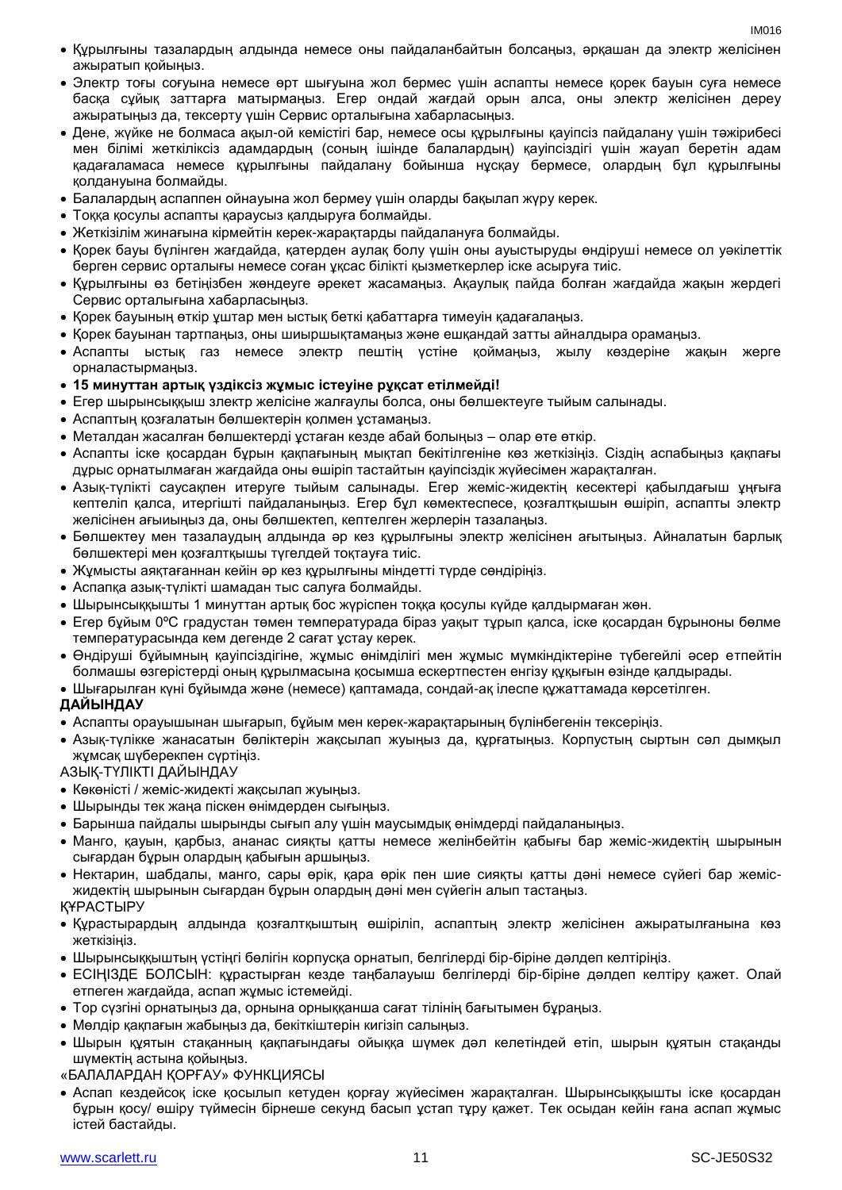- Құрылғыны тазалардың алдында немесе оны пайдаланбайтын болсаңыз, әрқашан да электр желісінен ажыратып қойыңыз.
- Электр тоғы соғуына немесе өрт шығуына жол бермес үшін аспапты немесе қорек бауын суға немесе басқа сұйық заттарға матырмаңыз. Егер ондай жағдай орын алса, оны электр желісінен дереу ажыратыңыз да, тексерту үшін Сервис орталығына хабарласыңыз.
- Дене, жүйке не болмаса ақыл-ой кемістігі бар, немесе осы құрылғыны қауіпсіз пайдалану үшін тәжірибесі мен білімі жеткіліксіз адамдардың (соның ішінде балалардың) қауіпсіздігі үшін жауап беретін адам қадағаламаса немесе құрылғыны пайдалану бойынша нұсқау бермесе, олардың бұл құрылғыны қолдануына болмайды.
- Балалардың аспаппен ойнауына жол бермеу үшін оларды бақылап жүру керек.
- Тоққа қосулы аспапты қараусыз қалдыруға болмайды.
- Жеткізілім жинағына кірмейтін керек-жарақтарды пайдалануға болмайды.
- Қорек бауы бүлінген жағдайда, қатерден аулақ болу үшін оны ауыстыруды өндіруші немесе ол уәкілеттік берген сервис орталығы немесе соған ұқсас білікті қызметкерлер іске асыруға тиіс.
- Құрылғыны өз бетіңізбен жөндеуге әрекет жасамаңыз. Ақаулық пайда болған жағдайда жақын жердегі Сервис орталығына хабарласыңыз.
- Қорек бауының өткір ұштар мен ыстық беткі қабаттарға тимеуін қадағалаңыз.
- Қорек бауынан тартпаңыз, оны шиыршықтамаңыз және ешқандай затты айналдыра орамаңыз.
- Аспапты ыстық газ немесе электр пештің үстіне қоймаңыз, жылу көздеріне жақын жерге орналастырмаңыз.
- **15 минуттан артық үздіксіз жұмыс істеуіне рұқсат етілмейді!**
- Егер шырынсыққыш электр желісіне жалғаулы болса, оны бөлшектеуге тыйым салынады.
- Аспаптың қозғалатын бөлшектерін қолмен ұстамаңыз.
- Металдан жасалған бөлшектерді ұстаған кезде абай болыңыз – олар өте өткір.
- Аспапты іске қосардан бұрын қақпағының мықтап бекітілгеніне көз жеткізіңіз. Сіздің аспабыңыз қақпағы дұрыс орнатылмаған жағдайда оны өшіріп тастайтын қауіпсіздік жүйесімен жарақталған.
- Азық-түлікті саусақпен итеруге тыйым салынады. Егер жеміс-жидектің кесектері қабылдағыш ұңғыға кептеліп қалса, итергішті пайдаланыңыз. Егер бұл көмектеспесе, қозғалтқышын өшіріп, аспапты электр желісінен ағыиыңыз да, оны бөлшектеп, кептелген жерлерін тазалаңыз.
- Бөлшектеу мен тазалаудың алдында әр кез құрылғыны электр желісінен ағытыңыз. Айналатын барлық бөлшектері мен қозғалтқышы түгелдей тоқтауға тиіс.
- Жұмысты аяқтағаннан кейін әр кез құрылғыны міндетті түрде сөндіріңіз.
- Аспапқа азық-түлікті шамадан тыс салуға болмайды.
- Шырынсыққышты 1 минуттан артық бос жүріспен тоққа қосулы күйде қалдырмаған жөн.
- Егер бұйым 0ºC градустан төмен температурада біраз уақыт тұрып қалса, іске қосардан бұрыноны бөлме температурасында кем дегенде 2 сағат ұстау керек.
- Өндіруші бұйымның қауіпсіздігіне, жұмыс өнімділігі мен жұмыс мүмкіндіктеріне түбегейлі әсер етпейтін болмашы өзгерістерді оның құрылмасына қосымша ескертпестен енгізу құқығын өзінде қалдырады.
- Шығарылған күні бұйымда және (немесе) қаптамада, сондай-ақ ілеспе құжаттамада көрсетілген.

**ДАЙЫНДАУ**

- Аспапты орауышынан шығарып, бұйым мен керек-жарақтарының бүлінбегенін тексеріңіз.
- Азық-түлікке жанасатын бөліктерін жақсылап жуыңыз да, құрғатыңыз. Корпустың сыртын сәл дымқыл жұмсақ шүберекпен сүртіңіз.

АЗЫҚ-ТҮЛІКТІ ДАЙЫНДАУ

- Көкөністі / жеміс-жидекті жақсылап жуыңыз.
- Шырынды тек жаңа піскен өнімдерден сығыңыз.
- Барынша пайдалы шырынды сығып алу үшін маусымдық өнімдерді пайдаланыңыз.
- Манго, қауын, қарбыз, ананас сияқты қатты немесе желінбейтін қабығы бар жеміс-жидектің шырынын сығардан бұрын олардың қабығын аршыңыз.
- Нектарин, шабдалы, манго, сары өрік, қара өрік пен шие сияқты қатты дәні немесе сүйегі бар жеміс-жидектің шырынын сығардан бұрын олардың дәні мен сүйегін алып тастаңыз.

ҚҰРАСТЫРУ

- Құрастырардың алдында қозғалтқыштың өшіріліп, аспаптың электр желісінен ажыратылғанына көз жеткізіңіз.
- Шырынсыққыштың үстіңгі бөлігін корпусқа орнатып, белгілерді бір-біріне дәлдеп келтіріңіз.
- ЕСІҢІЗДЕ БОЛСЫН: құрастырған кезде таңбалауыш белгілерді бір-біріне дәлдеп келтіру қажет. Олай етпеген жағдайда, аспап жұмыс істемейді.
- Тор сүзгіні орнатыңыз да, орнына орныққанша сағат тілінің бағытымен бұраңыз.
- Мөлдір қақпағын жабыңыз да, бекіткіштерін кигізіп салыңыз.
- Шырын құятын стақанның қақпағындағы ойыққа шүмек дәл келетіндей етіп, шырын құятын стақанды шүмектің астына қойыңыз.

«БАЛАЛАРДАН ҚОРҒАУ» ФУНКЦИЯСЫ

- Аспап кездейсоқ іске қосылып кетуден қорғау жүйесімен жарақталған. Шырынсыққышты іске қосардан бұрын қосу/ өшіру түймесін бірнеше секунд басып ұстап тұру қажет. Тек осыдан кейін ғана аспап жұмыс істей бастайды.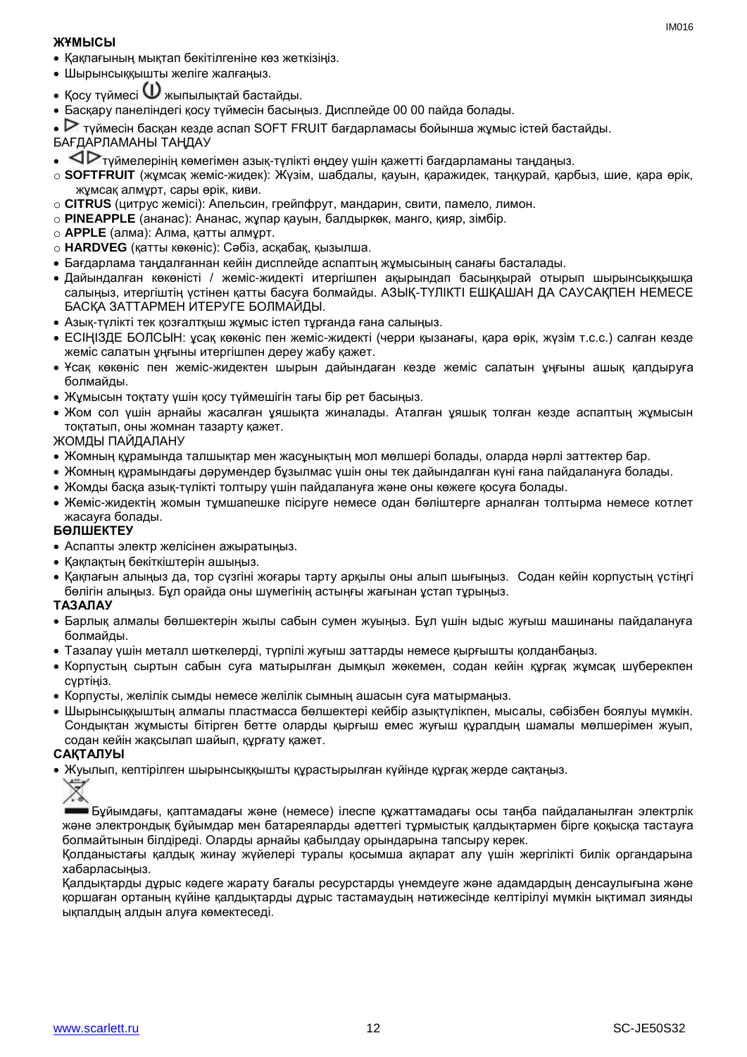**ЖҰМЫСЫ**

- Қақпағының мықтап бекітілгеніне көз жеткізіңіз.
- Шырынсыққышты желіге жалғаңыз.
- Қосу түймесі ⏻ жыпылықтай бастайды.
- Басқару панеліндегі қосу түймесін басыңыз. Дисплейде 00 00 пайда болады.
- ▷ түймесін басқан кезде аспап SOFT FRUIT бағдарламасы бойынша жұмыс істей бастайды.

БАҒДАРЛАМАНЫ ТАҢДАУ

- ◁▷ түймелерінің көмегімен азық-түлікті өңдеу үшін қажетті бағдарламаны таңдаңыз.
  - **SOFTFRUIT** (жұмсақ жеміс-жидек): Жүзім, шабдалы, қауын, қаражидек, таңқурай, қарбыз, шие, қара өрік, жұмсақ алмұрт, сары өрік, киви.
  - **CITRUS** (цитрус жемісі): Апельсин, грейпфрут, мандарин, свити, памело, лимон.
  - **PINEAPPLE** (ананас): Ананас, жұпар қауын, балдыркөк, манго, қияр, зімбір.
  - **APPLE** (алма): Алма, қатты алмұрт.
  - **HARDVEG** (қатты көкөніс): Сәбіз, асқабақ, қызылша.
- Бағдарлама таңдалғаннан кейін дисплейде аспаптың жұмысының санағы басталады.
- Дайындалған көкөністі / жеміс-жидекті итергішпен ақырындап басыңқырай отырып шырынсыққышқа салыңыз, итергіштің үстінен қатты басуға болмайды. АЗЫҚ-ТҮЛІКТІ ЕШҚАШАН ДА САУСАҚПЕН НЕМЕСЕ БАСҚА ЗАТТАРМЕН ИТЕРУГЕ БОЛМАЙДЫ.
- Азық-түлікті тек қозғалтқыш жұмыс істеп тұрғанда ғана салыңыз.
- ЕСІҢІЗДЕ БОЛСЫН: ұсақ көкөніс пен жеміс-жидекті (черри қызанағы, қара өрік, жүзім т.с.с.) салған кезде жеміс салатын ұңғыны итергішпен дереу жабу қажет.
- Ұсақ көкөніс пен жеміс-жидектен шырын дайындаған кезде жеміс салатын ұңғыны ашық қалдыруға болмайды.
- Жұмысын тоқтату үшін қосу түймешігін тағы бір рет басыңыз.
- Жом сол үшін арнайы жасалған ұяшықта жиналады. Аталған ұяшық толған кезде аспаптың жұмысын тоқтатып, оны жомнан тазарту қажет.

ЖОМДЫ ПАЙДАЛАНУ

- Жомның құрамында талшықтар мен жасұнықтың мол мөлшері болады, оларда нәрлі заттектер бар.
- Жомның құрамындағы дәрумендер бұзылмас үшін оны тек дайындалған күні ғана пайдалануға болады.
- Жомды басқа азық-түлікті толтыру үшін пайдалануға және оны көжеге қосуға болады.
- Жеміс-жидектің жомын тұмшапешке пісіруге немесе одан бәліштерге арналған толтырма немесе котлет жасауға болады.

**БӨЛШЕКТЕУ**

- Аспапты электр желісінен ажыратыңыз.
- Қақпақтың бекіткіштерін ашыңыз.
- Қақпағын алыңыз да, тор сүзгіні жоғары тарту арқылы оны алып шығыңыз. Содан кейін корпустың үстіңгі бөлігін алыңыз. Бұл орайда оны шүмегінің астыңғы жағынан ұстап тұрыңыз.

**ТАЗАЛАУ**

- Барлық алмалы бөлшектерін жылы сабын сумен жуыңыз. Бұл үшін ыдыс жуғыш машинаны пайдалануға болмайды.
- Тазалау үшін металл шөткелерді, түрпілі жуғыш заттарды немесе қырғышты қолданбаңыз.
- Корпустың сыртын сабын суға матырылған дымқыл жөкемен, содан кейін құрғақ жұмсақ шүберекпен сүртіңіз.
- Корпусты, желілік сымды немесе желілік сымның ашасын суға матырмаңыз.
- Шырынсыққыштың алмалы пластмасса бөлшектері кейбір азықтүлікпен, мысалы, сәбізбен боялуы мүмкін. Сондықтан жұмысты бітірген бетте оларды қырғыш емес жуғыш құралдың шамалы мөлшерімен жуып, содан кейін жақсылап шайып, құрғату қажет.

**САҚТАЛУЫ**

- Жуылып, кептірілген шырынсыққышты құрастырылған күйінде құрғақ жерде сақтаңыз.

Бұйымдағы, қаптамадағы және (немесе) ілеспе құжаттамадағы осы таңба пайдаланылған электрлік және электрондық бұйымдар мен батареяларды әдеттегі тұрмыстық қалдықтармен бірге қоқысқа тастауға болмайтынын білдіреді. Оларды арнайы қабылдау орындарына тапсыру керек.

Қолданыстағы қалдық жинау жүйелері туралы қосымша ақпарат алу үшін жергілікті билік органдарына хабарласыңыз.

Қалдықтарды дұрыс кәдеге жарату бағалы ресурстарды үнемдеуге және адамдардың денсаулығына және қоршаған ортаның күйіне қалдықтарды дұрыс тастамаудың нәтижесінде келтірілуі мүмкін ықтимал зиянды ықпалдың алдын алуға көмектеседі.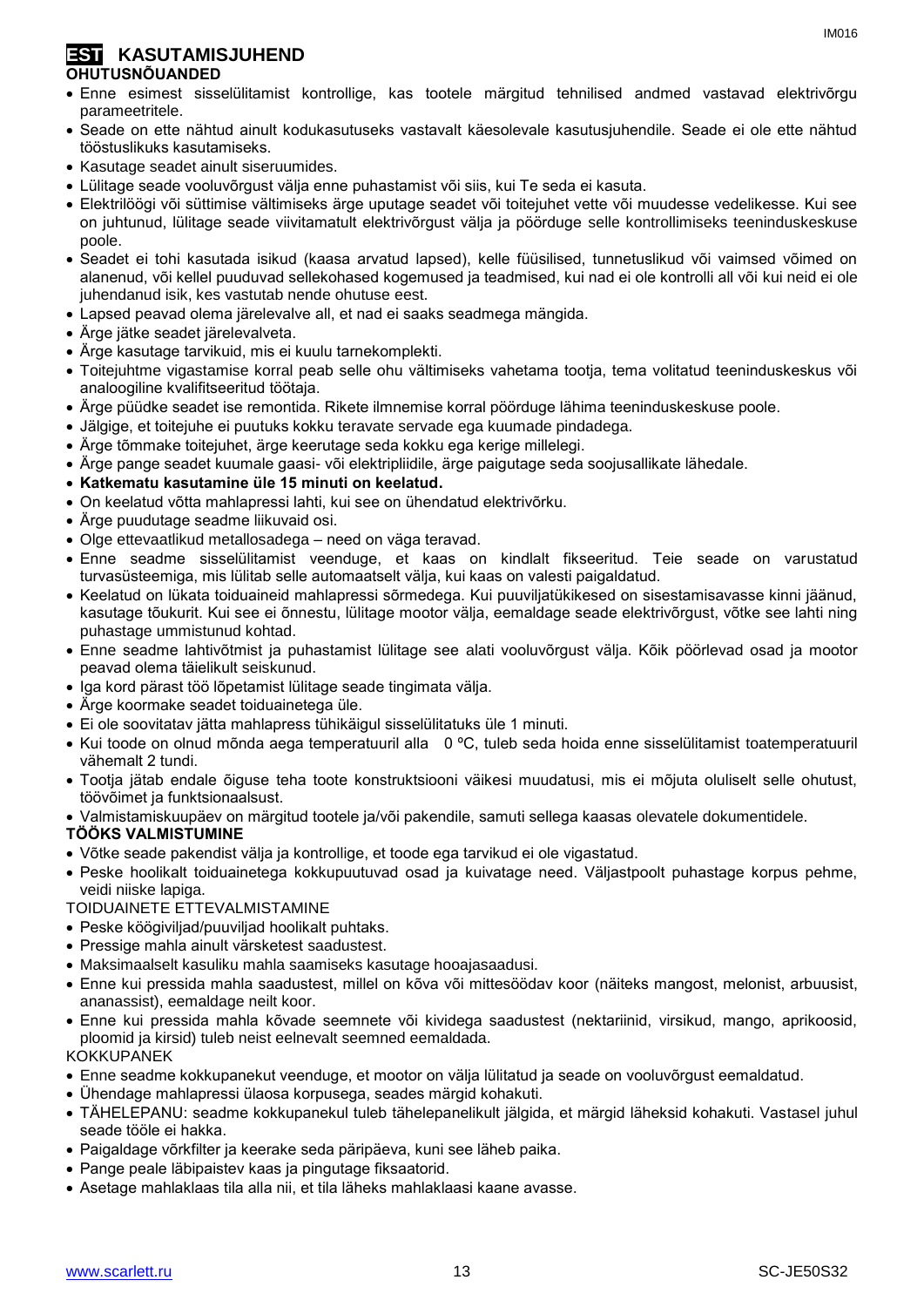# EST KASUTAMISJUHEND

**OHUTUSNÕUANDED**

- Enne esimest sisselülitamist kontrollige, kas tootele märgitud tehnilised andmed vastavad elektrivõrgu parameetritele.
- Seade on ette nähtud ainult kodukasutuseks vastavalt käesolevale kasutusjuhendile. Seade ei ole ette nähtud tööstuslikuks kasutamiseks.
- Kasutage seadet ainult siseruumides.
- Lülitage seade vooluvõrgust välja enne puhastamist või siis, kui Te seda ei kasuta.
- Elektrilöögi või süttimise vältimiseks ärge uputage seadet või toitejuhet vette või muudesse vedelikesse. Kui see on juhtunud, lülitage seade viivitamatult elektrivõrgust välja ja pöörduge selle kontrollimiseks teeninduskeskuse poole.
- Seadet ei tohi kasutada isikud (kaasa arvatud lapsed), kelle füüsilised, tunnetuslikud või vaimsed võimed on alanenud, või kellel puuduvad sellekohased kogemused ja teadmised, kui nad ei ole kontrolli all või kui neid ei ole juhendanud isik, kes vastutab nende ohutuse eest.
- Lapsed peavad olema järelevalve all, et nad ei saaks seadmega mängida.
- Ärge jätke seadet järelevalveta.
- Ärge kasutage tarvikuid, mis ei kuulu tarnekomplekti.
- Toitejuhtme vigastamise korral peab selle ohu vältimiseks vahetama tootja, tema volitatud teeninduskeskus või analoogiline kvalifitseeritud töötaja.
- Ärge püüdke seadet ise remontida. Rikete ilmnemise korral pöörduge lähima teeninduskeskuse poole.
- Jälgige, et toitejuhe ei puutuks kokku teravate servade ega kuumade pindadega.
- Ärge tõmmake toitejuhet, ärge keerutage seda kokku ega kerige millelegi.
- Ärge pange seadet kuumale gaasi- või elektripliidile, ärge paigutage seda soojusallikate lähedale.
- **Katkematu kasutamine üle 15 minuti on keelatud.**
- On keelatud võtta mahlapressi lahti, kui see on ühendatud elektrivõrku.
- Ärge puudutage seadme liikuvaid osi.
- Olge ettevaatlikud metallosadega – need on väga teravad.
- Enne seadme sisselülitamist veenduge, et kaas on kindlalt fikseeritud. Teie seade on varustatud turvasüsteemiga, mis lülitab selle automaatselt välja, kui kaas on valesti paigaldatud.
- Keelatud on lükata toiduaineid mahlapressi sõrmedega. Kui puuviljatükikesed on sisestamisavasse kinni jäänud, kasutage tõukurit. Kui see ei õnnestu, lülitage mootor välja, eemaldage seade elektrivõrgust, võtke see lahti ning puhastage ummistunud kohtad.
- Enne seadme lahtivõtmist ja puhastamist lülitage see alati vooluvõrgust välja. Kõik pöörlevad osad ja mootor peavad olema täielikult seiskunud.
- Iga kord pärast töö lõpetamist lülitage seade tingimata välja.
- Ärge koormake seadet toiduainetega üle.
- Ei ole soovitatav jätta mahlapress tühikäigul sisselülitatuks üle 1 minuti.
- Kui toode on olnud mõnda aega temperatuuril alla 0 ºC, tuleb seda hoida enne sisselülitamist toatemperatuuril vähemalt 2 tundi.
- Tootja jätab endale õiguse teha toote konstruktsiooni väikesi muudatusi, mis ei mõjuta oluliselt selle ohutust, töövõimet ja funktsionaalsust.
- Valmistamiskuupäev on märgitud tootele ja/või pakendile, samuti sellega kaasas olevatele dokumentidele.

**TÖÖKS VALMISTUMINE**

- Võtke seade pakendist välja ja kontrollige, et toode ega tarvikud ei ole vigastatud.
- Peske hoolikalt toiduainetega kokkupuutuvad osad ja kuivatage need. Väljastpoolt puhastage korpus pehme, veidi niiske lapiga.

TOIDUAINETE ETTEVALMISTAMINE

- Peske köögiviljad/puuviljad hoolikalt puhtaks.
- Pressige mahla ainult värsketest saadustest.
- Maksimaalselt kasuliku mahla saamiseks kasutage hooajasaadusi.
- Enne kui pressida mahla saadustest, millel on kõva või mittesöödav koor (näiteks mangost, melonist, arbuusist, ananassist), eemaldage neilt koor.
- Enne kui pressida mahla kõvade seemnete või kividega saadustest (nektariinid, virsikud, mango, aprikoosid, ploomid ja kirsid) tuleb neist eelnevalt seemned eemaldada.

KOKKUPANEK

- Enne seadme kokkupanekut veenduge, et mootor on välja lülitatud ja seade on vooluvõrgust eemaldatud.
- Ühendage mahlapressi ülaosa korpusega, seades märgid kohakuti.
- TÄHELEPANU: seadme kokkupanekul tuleb tähelepanelikult jälgida, et märgid läheksid kohakuti. Vastasel juhul seade tööle ei hakka.
- Paigaldage võrkfilter ja keerake seda päripäeva, kuni see läheb paika.
- Pange peale läbipaistev kaas ja pingutage fiksaatorid.
- Asetage mahlaklaas tila alla nii, et tila läheks mahlaklaasi kaane avasse.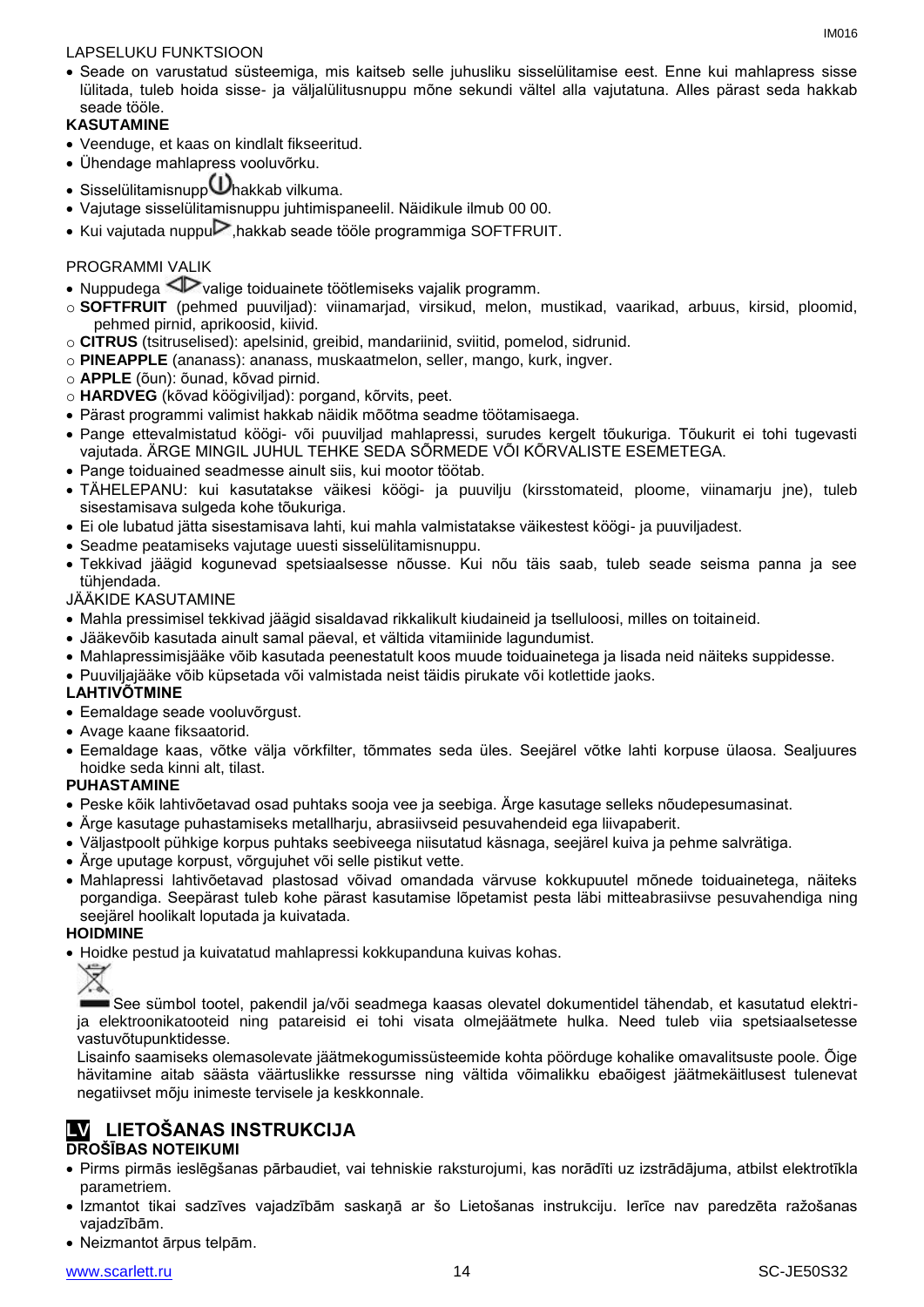LAPSELUKU FUNKTSIOON

- Seade on varustatud süsteemiga, mis kaitseb selle juhusliku sisselülitamise eest. Enne kui mahlapress sisse lülitada, tuleb hoida sisse- ja väljalülitusnuppu mõne sekundi vältel alla vajutatuna. Alles pärast seda hakkab seade tööle.

**KASUTAMINE**

- Veenduge, et kaas on kindlalt fikseeritud.
- Ühendage mahlapress vooluvõrku.
- Sisselülitamisnupp hakkab vilkuma.
- Vajutage sisselülitamisnuppu juhtimispaneelil. Näidikule ilmub 00 00.
- Kui vajutada nuppu ,hakkab seade tööle programmiga SOFTFRUIT.

PROGRAMMI VALIK

- Nuppudega valige toiduainete töötlemiseks vajalik programm.
  - **SOFTFRUIT** (pehmed puuviljad): viinamarjad, virsikud, melon, mustikad, vaarikad, arbuus, kirsid, ploomid, pehmed pirnid, aprikoosid, kiivid.
  - **CITRUS** (tsitruselised): apelsinid, greibid, mandariinid, sviitid, pomelod, sidrunid.
  - **PINEAPPLE** (ananass): ananass, muskaatmelon, seller, mango, kurk, ingver.
  - **APPLE** (õun): õunad, kõvad pirnid.
  - **HARDVEG** (kõvad köögiviljad): porgand, kõrvits, peet.
- Pärast programmi valimist hakkab näidik mõõtma seadme töötamisaega.
- Pange ettevalmistatud köögi- või puuviljad mahlapressi, surudes kergelt tõukuriga. Tõukurit ei tohi tugevasti vajutada. ÄRGE MINGIL JUHUL TEHKE SEDA SÕRMEDE VÕI KÕRVALISTE ESEMETEGA.
- Pange toiduained seadmesse ainult siis, kui mootor töötab.
- TÄHELEPANU: kui kasutatakse väikesi köögi- ja puuvilju (kirsstomateid, ploome, viinamarju jne), tuleb sisestamisava sulgeda kohe tõukuriga.
- Ei ole lubatud jätta sisestamisava lahti, kui mahla valmistatakse väikestest köögi- ja puuviljadest.
- Seadme peatamiseks vajutage uuesti sisselülitamisnuppu.
- Tekkivad jäägid kogunevad spetsiaalsesse nõusse. Kui nõu täis saab, tuleb seade seisma panna ja see tühjendada.

JÄÄKIDE KASUTAMINE

- Mahla pressimisel tekkivad jäägid sisaldavad rikkalikult kiudaineid ja tselluloosi, milles on toitaineid.
- Jääkevõib kasutada ainult samal päeval, et vältida vitamiinide lagundumist.
- Mahlapressimisjääke võib kasutada peenestatult koos muude toiduainetega ja lisada neid näiteks suppidesse.
- Puuviljajääke võib küpsetada või valmistada neist täidis pirukate või kotlettide jaoks.

**LAHTIVÕTMINE**

- Eemaldage seade vooluvõrgust.
- Avage kaane fiksaatorid.
- Eemaldage kaas, võtke välja võrkfilter, tõmmates seda üles. Seejärel võtke lahti korpuse ülaosa. Sealjuures hoidke seda kinni alt, tilast.

**PUHASTAMINE**

- Peske kõik lahtivõetavad osad puhtaks sooja vee ja seebiga. Ärge kasutage selleks nõudepesumasinat.
- Ärge kasutage puhastamiseks metallharju, abrasiivseid pesuvahendeid ega liivapaberit.
- Väljastpoolt pühkige korpus puhtaks seebiveega niisutatud käsnaga, seejärel kuiva ja pehme salvrätiga.
- Ärge uputage korpust, võrgujuhet või selle pistikut vette.
- Mahlapressi lahtivõetavad plastosad võivad omandada värvuse kokkupuutel mõnede toiduainetega, näiteks porgandiga. Seepärast tuleb kohe pärast kasutamise lõpetamist pesta läbi mitteabrasiivse pesuvahendiga ning seejärel hoolikalt loputada ja kuivatada.

**HOIDMINE**

- Hoidke pestud ja kuivatatud mahlapressi kokkupanduna kuivas kohas.

See sümbol tootel, pakendil ja/või seadmega kaasas olevatel dokumentidel tähendab, et kasutatud elektri- ja elektroonikatooteid ning patareisid ei tohi visata olmejäätmete hulka. Need tuleb viia spetsiaalsetesse vastuvõtupunktidesse.

Lisainfo saamiseks olemasolevate jäätmekogumissüsteemide kohta pöörduge kohalike omavalitsuste poole. Õige hävitamine aitab säästa väärtuslikke ressursse ning vältida võimalikku ebaõigest jäätmekäitlusest tulenevat negatiivset mõju inimeste tervisele ja keskkonnale.

# LV LIETOŠANAS INSTRUKCIJA

**DROŠĪBAS NOTEIKUMI**

- Pirms pirmās ieslēgšanas pārbaudiet, vai tehniskie raksturojumi, kas norādīti uz izstrādājuma, atbilst elektrotīkla parametriem.
- Izmantot tikai sadzīves vajadzībām saskaņā ar šo Lietošanas instrukciju. Ierīce nav paredzēta ražošanas vajadzībām.
- Neizmantot ārpus telpām.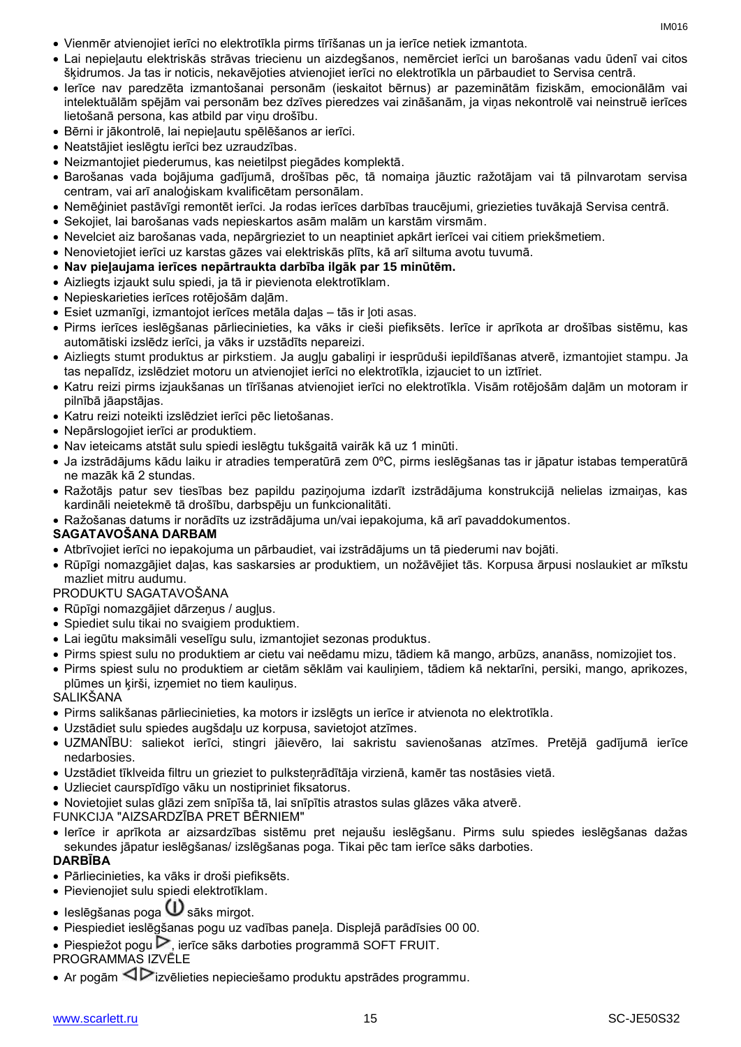- Vienmēr atvienojiet ierīci no elektrotīkla pirms tīrīšanas un ja ierīce netiek izmantota.
- Lai nepieļautu elektriskās strāvas triecienu un aizdegšanos, nemērciet ierīci un barošanas vadu ūdenī vai citos šķidrumos. Ja tas ir noticis, nekavējoties atvienojiet ierīci no elektrotīkla un pārbaudiet to Servisa centrā.
- Ierīce nav paredzēta izmantošanai personām (ieskaitot bērnus) ar pazeminātām fiziskām, emocionālām vai intelektuālām spējām vai personām bez dzīves pieredzes vai zināšanām, ja viņas nekontrolē vai neinstruē ierīces lietošanā persona, kas atbild par viņu drošību.
- Bērni ir jākontrolē, lai nepieļautu spēlēšanos ar ierīci.
- Neatstājiet ieslēgtu ierīci bez uzraudzības.
- Neizmantojiet piederumus, kas neietilpst piegādes komplektā.
- Barošanas vada bojājuma gadījumā, drošības pēc, tā nomaiņa jāuztic ražotājam vai tā pilnvarotam servisa centram, vai arī analoģiskam kvalificētam personālam.
- Nemēģiniet patstāvīgi remontēt ierīci. Ja rodas ierīces darbības traucējumi, griezieties tuvākajā Servisa centrā.
- Sekojiet, lai barošanas vads nepieskartos asām malām un karstām virsmām.
- Nevelciet aiz barošanas vada, nepārgrieziet to un neaptiniet apkārt ierīcei vai citiem priekšmetiem.
- Nenovietojiet ierīci uz karstas gāzes vai elektriskās plīts, kā arī siltuma avotu tuvumā.
- **Nav pieļaujama ierīces nepārtraukta darbība ilgāk par 15 minūtēm.**
- Aizliegts izjaukt sulu spiedi, ja tā ir pievienota elektrotīklam.
- Nepieskarieties ierīces rotējošām daļām.
- Esiet uzmanīgi, izmantojot ierīces metāla daļas – tās ir ļoti asas.
- Pirms ierīces ieslēgšanas pārliecinieties, ka vāks ir cieši piefiksēts. Ierīce ir aprīkota ar drošības sistēmu, kas automātiski izslēdz ierīci, ja vāks ir uzstādīts nepareizi.
- Aizliegts stumt produktus ar pirkstiem. Ja augļu gabaliņi ir iesprūduši iepildīšanas atverē, izmantojiet stampu. Ja tas nepalīdz, izslēdziet motoru un atvienojiet ierīci no elektrotīkla, izjauciet to un iztīriet.
- Katru reizi pirms izjaukšanas un tīrīšanas atvienojiet ierīci no elektrotīkla. Visām rotējošām daļām un motoram ir pilnībā jāapstājas.
- Katru reizi noteikti izslēdziet ierīci pēc lietošanas.
- Nepārslogojiet ierīci ar produktiem.
- Nav ieteicams atstāt sulu spiedi ieslēgtu tukšgaitā vairāk kā uz 1 minūti.
- Ja izstrādājums kādu laiku ir atradies temperatūrā zem 0ºC, pirms ieslēgšanas tas ir jāpatur istabas temperatūrā ne mazāk kā 2 stundas.
- Ražotājs patur sev tiesības bez papildu paziņojuma izdarīt izstrādājuma konstrukcijā nelielas izmaiņas, kas kardināli neietekmē tā drošību, darbspēju un funkcionalitāti.
- Ražošanas datums ir norādīts uz izstrādājuma un/vai iepakojuma, kā arī pavaddokumentos.

**SAGATAVOŠANA DARBAM**

- Atbrīvojiet ierīci no iepakojuma un pārbaudiet, vai izstrādājums un tā piederumi nav bojāti.
- Rūpīgi nomazgājiet daļas, kas saskarsies ar produktiem, un nožāvējiet tās. Korpusa ārpusi noslaukiet ar mīkstu mazliet mitru audumu.

PRODUKTU SAGATAVOŠANA

- Rūpīgi nomazgājiet dārzeņus / augļus.
- Spiediet sulu tikai no svaigiem produktiem.
- Lai iegūtu maksimāli veselīgu sulu, izmantojiet sezonas produktus.
- Pirms spiest sulu no produktiem ar cietu vai neēdamu mizu, tādiem kā mango, arbūzs, ananāss, nomizojiet tos.
- Pirms spiest sulu no produktiem ar cietām sēklām vai kauliņiem, tādiem kā nektarīni, persiki, mango, aprikozes, plūmes un ķirši, izņemiet no tiem kauliņus.

SALIKŠANA

- Pirms salikšanas pārliecinieties, ka motors ir izslēgts un ierīce ir atvienota no elektrotīkla.
- Uzstādiet sulu spiedes augšdaļu uz korpusa, savietojot atzīmes.
- UZMANĪBU: saliekot ierīci, stingri jāievēro, lai sakristu savienošanas atzīmes. Pretējā gadījumā ierīce nedarbosies.
- Uzstādiet tīklveida filtru un grieziet to pulksteņrādītāja virzienā, kamēr tas nostāsies vietā.
- Uzlieciet caurspīdīgo vāku un nostipriniet fiksatorus.
- Novietojiet sulas glāzi zem snīpīša tā, lai snīpītis atrastos sulas glāzes vāka atverē.

FUNKCIJA "AIZSARDZĪBA PRET BĒRNIEM"

- Ierīce ir aprīkota ar aizsardzības sistēmu pret nejaušu ieslēgšanu. Pirms sulu spiedes ieslēgšanas dažas sekundes jāpatur ieslēgšanas/ izslēgšanas poga. Tikai pēc tam ierīce sāks darboties.

**DARBĪBA**

- Pārliecinieties, ka vāks ir droši piefiksēts.
- Pievienojiet sulu spiedi elektrotīklam.
- Ieslēgšanas poga ⏻ sāks mirgot.
- Piespiediet ieslēgšanas pogu uz vadības paneļa. Displejā parādīsies 00 00.
- Piespiežot pogu ▷, ierīce sāks darboties programmā SOFT FRUIT.

PROGRAMMAS IZVĒLE

- Ar pogām ◁▷ izvēlieties nepieciešamo produktu apstrādes programmu.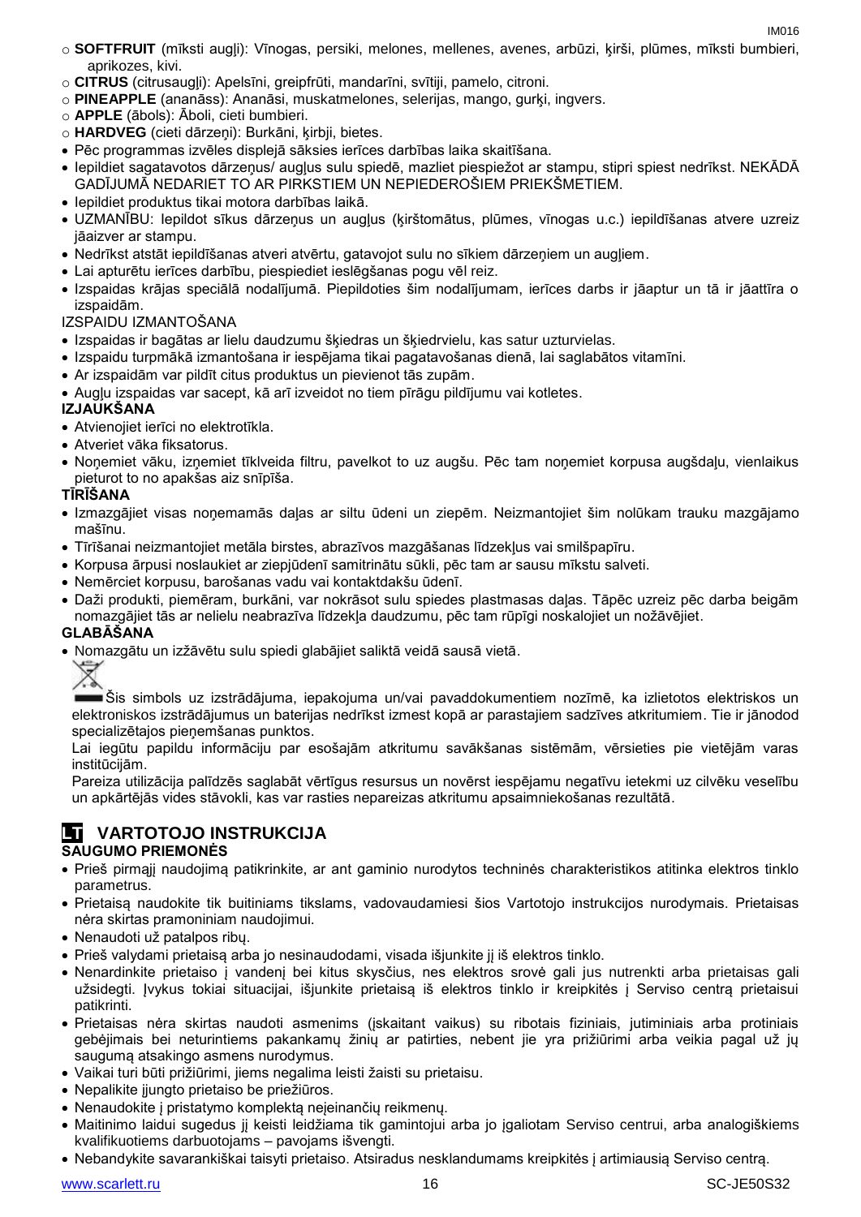- **SOFTFRUIT** (mīksti augļi): Vīnogas, persiki, melones, mellenes, avenes, arbūzi, ķirši, plūmes, mīksti bumbieri, aprikozes, kivi.
- **CITRUS** (citrusaugļi): Apelsīni, greipfrūti, mandarīni, svītiji, pamelo, citroni.
- **PINEAPPLE** (ananāss): Ananāsi, muskatmelones, selerijas, mango, gurķi, ingvers.
- **APPLE** (ābols): Āboli, cieti bumbieri.
- **HARDVEG** (cieti dārzeņi): Burkāni, ķirbji, bietes.

- Pēc programmas izvēles displejā sāksies ierīces darbības laika skaitīšana.
- Iepildiet sagatavotos dārzeņus/ augļus sulu spiedē, mazliet piespiežot ar stampu, stipri spiest nedrīkst. NEKĀDĀ GADĪJUMĀ NEDARIET TO AR PIRKSTIEM UN NEPIEDEROŠIEM PRIEKŠMETIEM.
- Iepildiet produktus tikai motora darbības laikā.
- UZMANĪBU: Iepildot sīkus dārzeņus un augļus (ķirštomātus, plūmes, vīnogas u.c.) iepildīšanas atvere uzreiz jāaizver ar stampu.
- Nedrīkst atstāt iepildīšanas atveri atvērtu, gatavojot sulu no sīkiem dārzeņiem un augļiem.
- Lai apturētu ierīces darbību, piespiediet ieslēgšanas pogu vēl reiz.
- Izspaidas krājas speciālā nodalījumā. Piepildoties šim nodalījumam, ierīces darbs ir jāaptur un tā ir jāattīra o izspaidām.

IZSPAIDU IZMANTOŠANA

- Izspaidas ir bagātas ar lielu daudzumu šķiedras un šķiedrvielu, kas satur uzturvielas.
- Izspaidu turpmākā izmantošana ir iespējama tikai pagatavošanas dienā, lai saglabātos vitamīni.
- Ar izspaidām var pildīt citus produktus un pievienot tās zupām.
- Augļu izspaidas var sacept, kā arī izveidot no tiem pīrāgu pildījumu vai kotletes.

**IZJAUKŠANA**

- Atvienojiet ierīci no elektrotīkla.
- Atveriet vāka fiksatorus.
- Noņemiet vāku, izņemiet tīklveida filtru, pavelkot to uz augšu. Pēc tam noņemiet korpusa augšdaļu, vienlaikus pieturot to no apakšas aiz snīpīša.

**TĪRĪŠANA**

- Izmazgājiet visas noņemamās daļas ar siltu ūdeni un ziepēm. Neizmantojiet šim nolūkam trauku mazgājamo mašīnu.
- Tīrīšanai neizmantojiet metāla birstes, abrazīvos mazgāšanas līdzekļus vai smilšpapīru.
- Korpusa ārpusi noslaukiet ar ziepjūdenī samitrinātu sūkli, pēc tam ar sausu mīkstu salveti.
- Nemērciet korpusu, barošanas vadu vai kontaktdakšu ūdenī.
- Daži produkti, piemēram, burkāni, var nokrāsot sulu spiedes plastmasas daļas. Tāpēc uzreiz pēc darba beigām nomazgājiet tās ar nelielu neabrazīva līdzekļa daudzumu, pēc tam rūpīgi noskalojiet un nožāvējiet.

**GLABĀŠANA**

- Nomazgātu un izžāvētu sulu spiedi glabājiet saliktā veidā sausā vietā.

Šis simbols uz izstrādājuma, iepakojuma un/vai pavaddokumentiem nozīmē, ka izlietotos elektriskos un elektroniskos izstrādājumus un baterijas nedrīkst izmest kopā ar parastajiem sadzīves atkritumiem. Tie ir jānodod specializētajos pieņemšanas punktos.

Lai iegūtu papildu informāciju par esošajām atkritumu savākšanas sistēmām, vērsieties pie vietējām varas institūcijām.

Pareiza utilizācija palīdzēs saglabāt vērtīgus resursus un novērst iespējamu negatīvu ietekmi uz cilvēku veselību un apkārtējās vides stāvokli, kas var rasties nepareizas atkritumu apsaimniekošanas rezultātā.

## LT VARTOTOJO INSTRUKCIJA

**SAUGUMO PRIEMONĖS**

- Prieš pirmąjį naudojimą patikrinkite, ar ant gaminio nurodytos techninės charakteristikos atitinka elektros tinklo parametrus.
- Prietaisą naudokite tik buitiniams tikslams, vadovaudamiesi šios Vartotojo instrukcijos nurodymais. Prietaisas nėra skirtas pramoniniam naudojimui.
- Nenaudoti už patalpos ribų.
- Prieš valydami prietaisą arba jo nesinaudodami, visada išjunkite jį iš elektros tinklo.
- Nenardinkite prietaiso į vandenį bei kitus skysčius, nes elektros srovė gali jus nutrenkti arba prietaisas gali užsidegti. Įvykus tokiai situacijai, išjunkite prietaisą iš elektros tinklo ir kreipkitės į Serviso centrą prietaisui patikrinti.
- Prietaisas nėra skirtas naudoti asmenims (įskaitant vaikus) su ribotais fiziniais, jutiminiais arba protiniais gebėjimais bei neturintiems pakankamų žinių ar patirties, nebent jie yra prižiūrimi arba veikia pagal už jų saugumą atsakingo asmens nurodymus.
- Vaikai turi būti prižiūrimi, jiems negalima leisti žaisti su prietaisu.
- Nepalikite įjungto prietaiso be priežiūros.
- Nenaudokite į pristatymo komplektą neįeinančių reikmenų.
- Maitinimo laidui sugedus jį keisti leidžiama tik gamintojui arba jo įgaliotam Serviso centrui, arba analogiškiems kvalifikuotiems darbuotojams – pavojams išvengti.
- Nebandykite savarankiškai taisyti prietaiso. Atsiradus nesklandumams kreipkitės į artimiausią Serviso centrą.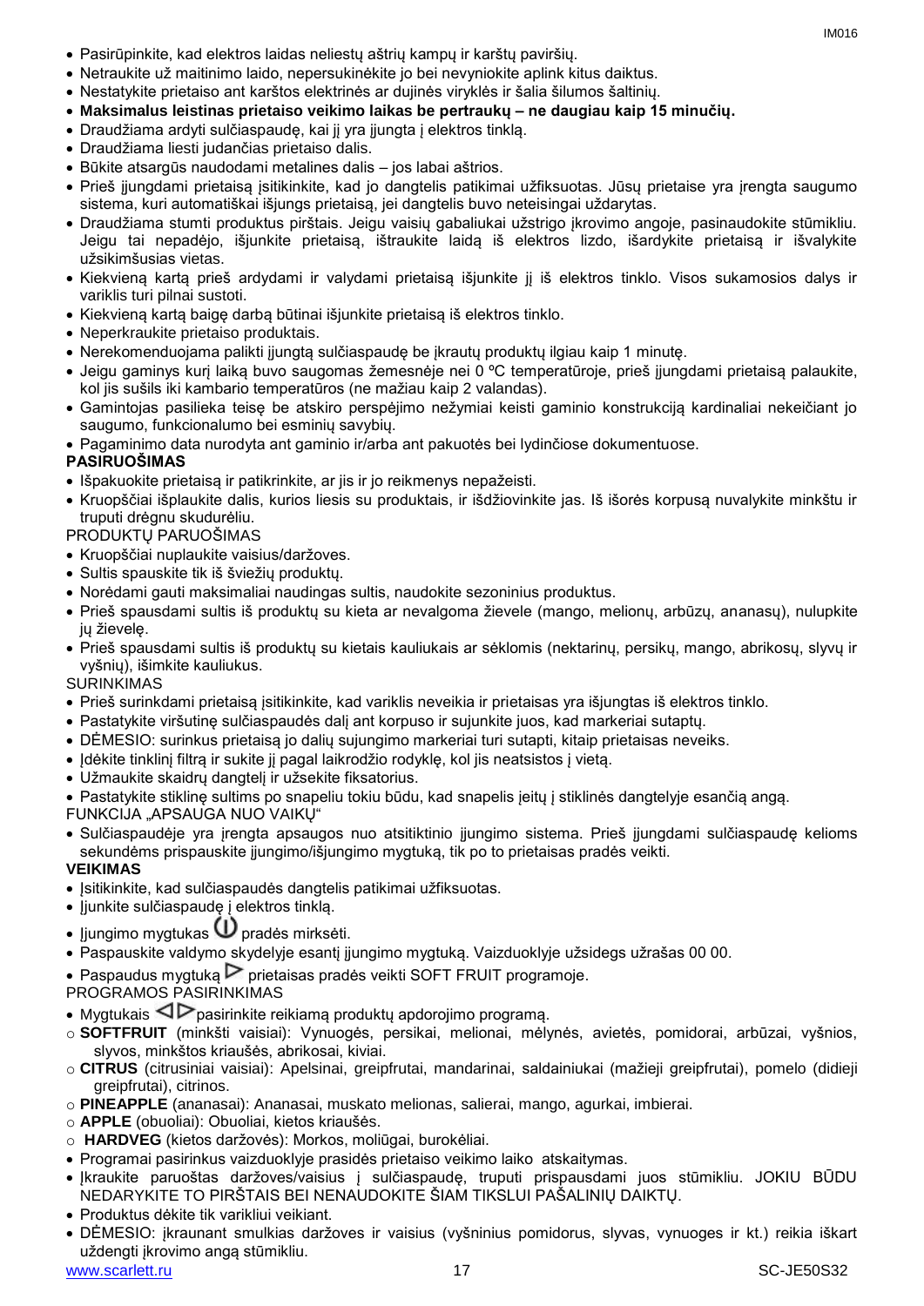- Pasirūpinkite, kad elektros laidas neliestų aštrių kampų ir karštų paviršių.
- Netraukite už maitinimo laido, nepersukinėkite jo bei nevyniokite aplink kitus daiktus.
- Nestatykite prietaiso ant karštos elektrinės ar dujinės viryklės ir šalia šilumos šaltinių.
- **Maksimalus leistinas prietaiso veikimo laikas be pertraukų – ne daugiau kaip 15 minučių.**
- Draudžiama ardyti sulčiaspaudę, kai jį yra įjungta į elektros tinklą.
- Draudžiama liesti judančias prietaiso dalis.
- Būkite atsargūs naudodami metalines dalis – jos labai aštrios.
- Prieš įjungdami prietaisą įsitikinkite, kad jo dangtelis patikimai užfiksuotas. Jūsų prietaise yra įrengta saugumo sistema, kuri automatiškai išjungs prietaisą, jei dangtelis buvo neteisingai uždarytas.
- Draudžiama stumti produktus pirštais. Jeigu vaisių gabaliukai užstrigo įkrovimo angoje, pasinaudokite stūmikliu. Jeigu tai nepadėjo, išjunkite prietaisą, ištraukite laidą iš elektros lizdo, išardykite prietaisą ir išvalykite užsikimšusias vietas.
- Kiekvieną kartą prieš ardydami ir valydami prietaisą išjunkite jį iš elektros tinklo. Visos sukamosios dalys ir variklis turi pilnai sustoti.
- Kiekvieną kartą baigę darbą būtinai išjunkite prietaisą iš elektros tinklo.
- Neperkraukite prietaiso produktais.
- Nerekomenduojama palikti įjungtą sulčiaspaudę be įkrautų produktų ilgiau kaip 1 minutę.
- Jeigu gaminys kurį laiką buvo saugomas žemesnėje nei 0 ºC temperatūroje, prieš įjungdami prietaisą palaukite, kol jis sušils iki kambario temperatūros (ne mažiau kaip 2 valandas).
- Gamintojas pasilieka teisę be atskiro perspėjimo nežymiai keisti gaminio konstrukciją kardinaliai nekeičiant jo saugumo, funkcionalumo bei esminių savybių.
- Pagaminimo data nurodyta ant gaminio ir/arba ant pakuotės bei lydinčiose dokumentuose.

**PASIRUOŠIMAS**

- Išpakuokite prietaisą ir patikrinkite, ar jis ir jo reikmenys nepažeisti.
- Kruopščiai išplaukite dalis, kurios liesis su produktais, ir išdžiovinkite jas. Iš išorės korpusą nuvalykite minkštu ir truputi drėgnu skudurėliu.

PRODUKTŲ PARUOŠIMAS

- Kruopščiai nuplaukite vaisius/daržoves.
- Sultis spauskite tik iš šviežių produktų.
- Norėdami gauti maksimaliai naudingas sultis, naudokite sezoninius produktus.
- Prieš spausdami sultis iš produktų su kieta ar nevalgoma žievele (mango, melionų, arbūzų, ananasų), nulupkite jų žievelę.
- Prieš spausdami sultis iš produktų su kietais kauliukais ar sėklomis (nektarinų, persikų, mango, abrikosų, slyvų ir vyšnių), išimkite kauliukus.

SURINKIMAS

- Prieš surinkdami prietaisą įsitikinkite, kad variklis neveikia ir prietaisas yra išjungtas iš elektros tinklo.
- Pastatykite viršutinę sulčiaspaudės dalį ant korpuso ir sujunkite juos, kad markeriai sutaptų.
- DĖMESIO: surinkus prietaisą jo dalių sujungimo markeriai turi sutapti, kitaip prietaisas neveiks.
- Įdėkite tinklinį filtrą ir sukite jį pagal laikrodžio rodyklę, kol jis neatsistos į vietą.
- Užmaukite skaidrų dangtelį ir užsekite fiksatorius.
- Pastatykite stiklinę sultims po snapeliu tokiu būdu, kad snapelis įeitų į stiklinės dangtelyje esančią angą.

FUNKCIJA „APSAUGA NUO VAIKŲ“

- Sulčiaspaudėje yra įrengta apsaugos nuo atsitiktinio įjungimo sistema. Prieš įjungdami sulčiaspaudę kelioms sekundėms prispauskite įjungimo/išjungimo mygtuką, tik po to prietaisas pradės veikti.

**VEIKIMAS**

- Įsitikinkite, kad sulčiaspaudės dangtelis patikimai užfiksuotas.
- Įjunkite sulčiaspaudę į elektros tinklą.
- Įjungimo mygtukas ⏻ pradės mirksėti.
- Paspauskite valdymo skydelyje esantį įjungimo mygtuką. Vaizduoklyje užsidegs užrašas 00 00.
- Paspaudus mygtuką ▷ prietaisas pradės veikti SOFT FRUIT programoje.

PROGRAMOS PASIRINKIMAS

- Mygtukais ◁▷ pasirinkite reikiamą produktų apdorojimo programą.
  - **SOFTFRUIT** (minkšti vaisiai): Vynuogės, persikai, melionai, mėlynės, avietės, pomidorai, arbūzai, vyšnios, slyvos, minkštos kriaušės, abrikosai, kiviai.
  - **CITRUS** (citrusiniai vaisiai): Apelsinai, greipfrutai, mandarinai, saldainiukai (mažieji greipfrutai), pomelo (didieji greipfrutai), citrinos.
  - **PINEAPPLE** (ananasai): Ananasai, muskato melionas, salierai, mango, agurkai, imbierai.
  - **APPLE** (obuoliai): Obuoliai, kietos kriaušės.
  - **HARDVEG** (kietos daržovės): Morkos, moliūgai, burokėliai.
- Programai pasirinkus vaizduoklyje prasidės prietaiso veikimo laiko atskaitymas.
- Įkraukite paruoštas daržoves/vaisius į sulčiaspaudę, truputi prispausdami juos stūmikliu. JOKIU BŪDU NEDARYKITE TO PIRŠTAIS BEI NENAUDOKITE ŠIAM TIKSLUI PAŠALINIŲ DAIKTŲ.
- Produktus dėkite tik varikliui veikiant.
- DĖMESIO: įkraunant smulkias daržoves ir vaisius (vyšninius pomidorus, slyvas, vynuoges ir kt.) reikia iškart uždengti įkrovimo angą stūmikliu.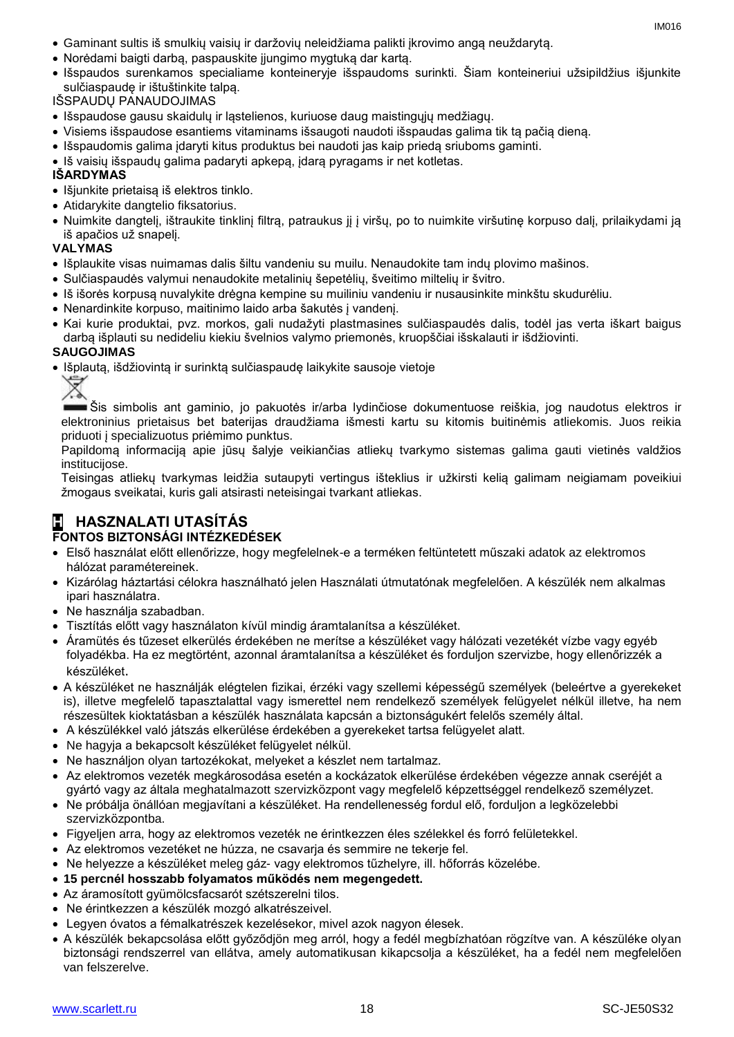- Gaminant sultis iš smulkių vaisių ir daržovių neleidžiama palikti įkrovimo angą neuždarytą.
- Norėdami baigti darbą, paspauskite įjungimo mygtuką dar kartą.
- Išspaudos surenkamos specialiame konteineryje išspaudoms surinkti. Šiam konteineriui užsipildžius išjunkite sulčiaspaudę ir ištuštinkite talpą.

IŠSPAUDŲ PANAUDOJIMAS

- Išspaudose gausu skaidulų ir ląstelienos, kuriuose daug maistingųjų medžiagų.
- Visiems išspaudose esantiems vitaminams išsaugoti naudoti išspaudas galima tik tą pačią dieną.
- Išspaudomis galima įdaryti kitus produktus bei naudoti jas kaip priedą sriuboms gaminti.
- Iš vaisių išspaudų galima padaryti apkepą, įdarą pyragams ir net kotletas.

**IŠARDYMAS**

- Išjunkite prietaisą iš elektros tinklo.
- Atidarykite dangtelio fiksatorius.
- Nuimkite dangtelį, ištraukite tinklinį filtrą, patraukus jį į viršų, po to nuimkite viršutinę korpuso dalį, prilaikydami ją iš apačios už snapelį.

**VALYMAS**

- Išplaukite visas nuimamas dalis šiltu vandeniu su muilu. Nenaudokite tam indų plovimo mašinos.
- Sulčiaspaudės valymui nenaudokite metalinių šepetėlių, šveitimo miltelių ir švitro.
- Iš išorės korpusą nuvalykite drėgna kempine su muiliniu vandeniu ir nusausinkite minkštu skudurėliu.
- Nenardinkite korpuso, maitinimo laido arba šakutės į vandenį.
- Kai kurie produktai, pvz. morkos, gali nudažyti plastmasines sulčiaspaudės dalis, todėl jas verta iškart baigus darbą išplauti su nedideliu kiekiu švelnios valymo priemonės, kruopščiai išskalauti ir išdžiovinti.

**SAUGOJIMAS**

- Išplautą, išdžiovintą ir surinktą sulčiaspaudę laikykite sausoje vietoje

Šis simbolis ant gaminio, jo pakuotės ir/arba lydinčiose dokumentuose reiškia, jog naudotus elektros ir elektroninius prietaisus bet baterijas draudžiama išmesti kartu su kitomis buitinėmis atliekomis. Juos reikia priduoti į specializuotus priėmimo punktus.

Papildomą informaciją apie jūsų šalyje veikiančias atliekų tvarkymo sistemas galima gauti vietinės valdžios institucijose.

Teisingas atliekų tvarkymas leidžia sutaupyti vertingus išteklius ir užkirsti kelią galimam neigiamam poveikiui žmogaus sveikatai, kuris gali atsirasti neteisingai tvarkant atliekas.

## H HASZNALATI UTASÍTÁS

**FONTOS BIZTONSÁGI INTÉZKEDÉSEK**

- Első használat előtt ellenőrizze, hogy megfelelnek-e a terméken feltüntetett műszaki adatok az elektromos hálózat paramétereinek.
- Kizárólag háztartási célokra használható jelen Használati útmutatónak megfelelően. A készülék nem alkalmas ipari használatra.
- Ne használja szabadban.
- Tisztítás előtt vagy használaton kívül mindig áramtalanítsa a készüléket.
- Áramütés és tűzeset elkerülés érdekében ne merítse a készüléket vagy hálózati vezetékét vízbe vagy egyéb folyadékba. Ha ez megtörtént, azonnal áramtalanítsa a készüléket és forduljon szervizbe, hogy ellenőrizzék a készüléket.
- A készüléket ne használják elégtelen fizikai, érzéki vagy szellemi képességű személyek (beleértve a gyerekeket is), illetve megfelelő tapasztalattal vagy ismerettel nem rendelkező személyek felügyelet nélkül illetve, ha nem részesültek kioktatásban a készülék használata kapcsán a biztonságukért felelős személy által.
- A készülékkel való játszás elkerülése érdekében a gyerekeket tartsa felügyelet alatt.
- Ne hagyja a bekapcsolt készüléket felügyelet nélkül.
- Ne használjon olyan tartozékokat, melyeket a készlet nem tartalmaz.
- Az elektromos vezeték megkárosodása esetén a kockázatok elkerülése érdekében végezze annak cseréjét a gyártó vagy az általa meghatalmazott szervizközpont vagy megfelelő képzettséggel rendelkező személyzet.
- Ne próbálja önállóan megjavítani a készüléket. Ha rendellenesség fordul elő, forduljon a legközelebbi szervizközpontba.
- Figyeljen arra, hogy az elektromos vezeték ne érintkezzen éles szélekkel és forró felületekkel.
- Az elektromos vezetéket ne húzza, ne csavarja és semmire ne tekerje fel.
- Ne helyezze a készüléket meleg gáz- vagy elektromos tűzhelyre, ill. hőforrás közelébe.
- **15 percnél hosszabb folyamatos működés nem megengedett.**
- Az áramosított gyümölcsfacsarót szétszerelni tilos.
- Ne érintkezzen a készülék mozgó alkatrészeivel.
- Legyen óvatos a fémalkatrészek kezelésekor, mivel azok nagyon élesek.
- A készülék bekapcsolása előtt győződjön meg arról, hogy a fedél megbízhatóan rögzítve van. A készüléke olyan biztonsági rendszerrel van ellátva, amely automatikusan kikapcsolja a készüléket, ha a fedél nem megfelelően van felszerelve.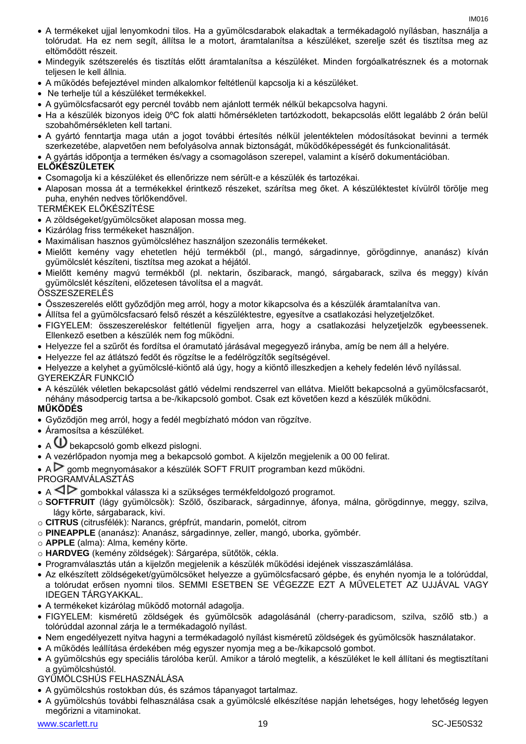- A termékeket ujjal lenyomkodni tilos. Ha a gyümölcsdarabok elakadtak a termékadagoló nyílásban, használja a tolórudat. Ha ez nem segít, állítsa le a motort, áramtalanítsa a készüléket, szerelje szét és tisztítsa meg az eltömődött részeit.
- Mindegyik szétszerelés és tisztítás előtt áramtalanítsa a készüléket. Minden forgóalkatrésznek és a motornak teljesen le kell állnia.
- A működés befejeztével minden alkalomkor feltétlenül kapcsolja ki a készüléket.
- Ne terhelje túl a készüléket termékekkel.
- A gyümölcsfacsarót egy percnél tovább nem ajánlott termék nélkül bekapcsolva hagyni.
- Ha a készülék bizonyos ideig 0ºC fok alatti hőmérsékleten tartózkodott, bekapcsolás előtt legalább 2 órán belül szobahőmérsékleten kell tartani.
- A gyártó fenntartja maga után a jogot további értesítés nélkül jelentéktelen módosításokat bevinni a termék szerkezetébe, alapvetően nem befolyásolva annak biztonságát, működőképességét és funkcionalitását.
- A gyártás időpontja a terméken és/vagy a csomagoláson szerepel, valamint a kísérő dokumentációban.

**ELŐKÉSZÜLETEK**

- Csomagolja ki a készüléket és ellenőrizze nem sérült-e a készülék és tartozékai.
- Alaposan mossa át a termékekkel érintkező részeket, szárítsa meg őket. A készüléktestet kívülről törölje meg puha, enyhén nedves törlőkendővel.

TERMÉKEK ELŐKÉSZÍTÉSE

- A zöldségeket/gyümölcsöket alaposan mossa meg.
- Kizárólag friss termékeket használjon.
- Maximálisan hasznos gyümölcsléhez használjon szezonális termékeket.
- Mielőtt kemény vagy ehetetlen héjú termékből (pl., mangó, sárgadinnye, görögdinnye, ananász) kíván gyümölcslét készíteni, tisztítsa meg azokat a héjától.
- Mielőtt kemény magvú termékből (pl. nektarin, őszibarack, mangó, sárgabarack, szilva és meggy) kíván gyümölcslét készíteni, előzetesen távolítsa el a magvát.

ÖSSZESZERELÉS

- Összeszerelés előtt győződjön meg arról, hogy a motor kikapcsolva és a készülék áramtalanítva van.
- Állítsa fel a gyümölcsfacsaró felső részét a készüléktestre, egyesítve a csatlakozási helyzetjelzőket.
- FIGYELEM: összeszereléskor feltétlenül figyeljen arra, hogy a csatlakozási helyzetjelzők egybeessenek. Ellenkező esetben a készülék nem fog működni.
- Helyezze fel a szűrőt és fordítsa el óramutató járásával megegyező irányba, amíg be nem áll a helyére.
- Helyezze fel az átlátszó fedőt és rögzítse le a fedélrögzítők segítségével.
- Helyezze a kelyhet a gyümölcslé-kiöntő alá úgy, hogy a kiöntő illeszkedjen a kehely fedelén lévő nyílással.

GYEREKZÁR FUNKCIÓ

- A készülék véletlen bekapcsolást gátló védelmi rendszerrel van ellátva. Mielőtt bekapcsolná a gyümölcsfacsarót, néhány másodpercig tartsa a be-/kikapcsoló gombot. Csak ezt követően kezd a készülék működni.

**MŰKÖDÉS**

- Győződjön meg arról, hogy a fedél megbízható módon van rögzítve.
- Áramosítsa a készüléket.
- A ⏻ bekapcsoló gomb elkezd pislogni.
- A vezérlőpadon nyomja meg a bekapcsoló gombot. A kijelzőn megjelenik a 00 00 felirat.
- A ▷ gomb megnyomásakor a készülék SOFT FRUIT programban kezd működni.

PROGRAMVÁLASZTÁS

- A ◁▷ gombokkal válassza ki a szükséges termékfeldolgozó programot.
  - **SOFTFRUIT** (lágy gyümölcsök): Szőlő, őszibarack, sárgadinnye, áfonya, málna, görögdinnye, meggy, szilva, lágy körte, sárgabarack, kivi.
  - **CITRUS** (citrusfélék): Narancs, grépfrút, mandarin, pomelót, citrom
  - **PINEAPPLE** (ananász): Ananász, sárgadinnye, zeller, mangó, uborka, gyömbér.
  - **APPLE** (alma): Alma, kemény körte.
  - **HARDVEG** (kemény zöldségek): Sárgarépa, sütőtök, cékla.
- Programválasztás után a kijelzőn megjelenik a készülék működési idejének visszaszámlálása.
- Az elkészített zöldségeket/gyümölcsöket helyezze a gyümölcsfacsaró gépbe, és enyhén nyomja le a tolórúddal, a tolórudat erősen nyomni tilos. SEMMI ESETBEN SE VÉGEZZE EZT A MŰVELETET AZ UJJÁVAL VAGY IDEGEN TÁRGYAKKAL.
- A termékeket kizárólag működő motornál adagolja.
- FIGYELEM: kisméretű zöldségek és gyümölcsök adagolásánál (cherry-paradicsom, szilva, szőlő stb.) a tolórúddal azonnal zárja le a termékadagoló nyílást.
- Nem engedélyezett nyitva hagyni a termékadagoló nyílást kisméretű zöldségek és gyümölcsök használatakor.
- A működés leállítása érdekében még egyszer nyomja meg a be-/kikapcsoló gombot.
- A gyümölcshús egy speciális tárolóba kerül. Amikor a tároló megtelik, a készüléket le kell állítani és megtisztítani a gyümölcshústól.

GYÜMÖLCSHÚS FELHASZNÁLÁSA

- A gyümölcshús rostokban dús, és számos tápanyagot tartalmaz.
- A gyümölcshús további felhasználása csak a gyümölcslé elkészítése napján lehetséges, hogy lehetőség legyen megőrizni a vitaminokat.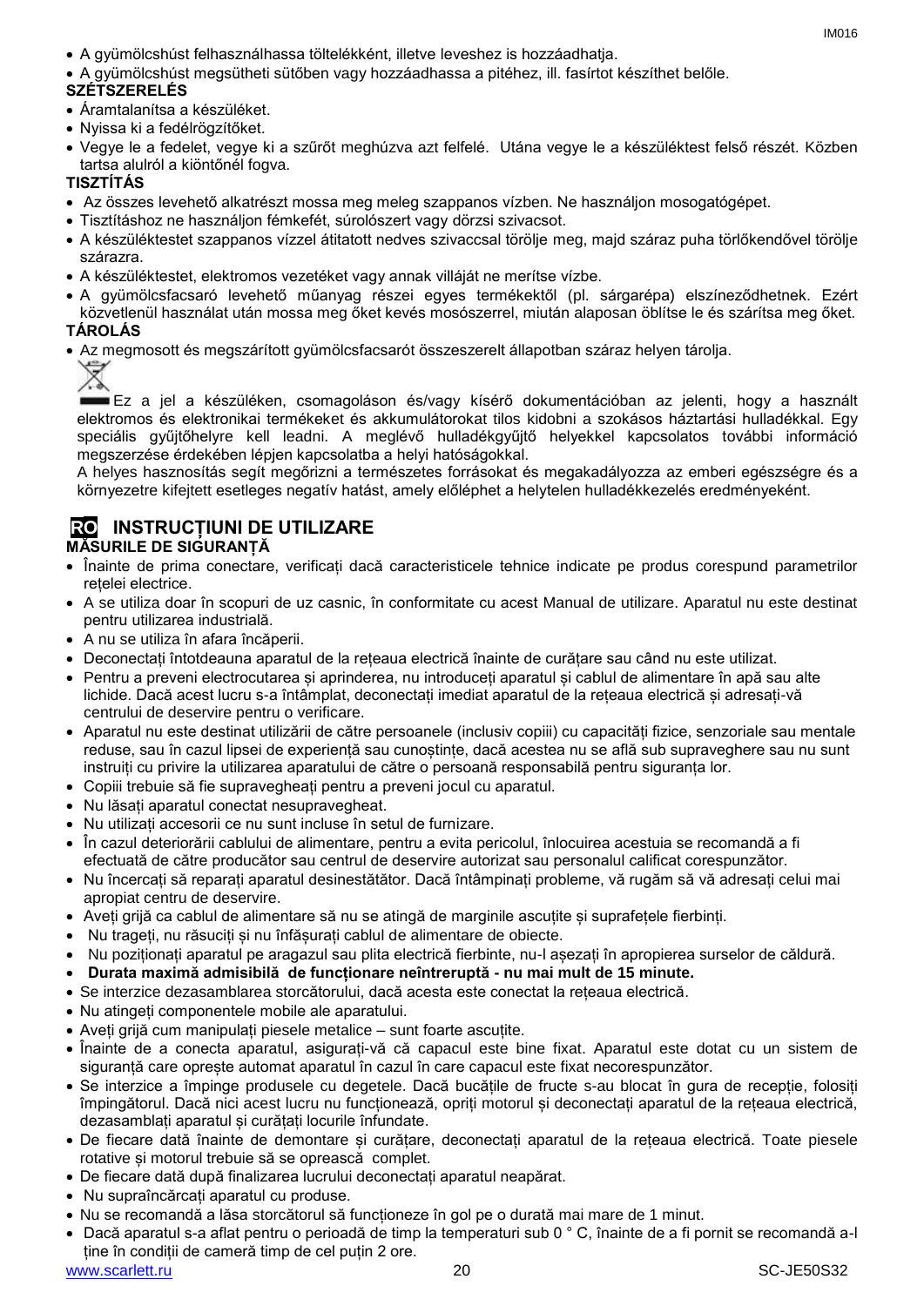- A gyümölcshúst felhasználhassa töltelékként, illetve leveshez is hozzáadhatja.
- A gyümölcshúst megsütheti sütőben vagy hozzáadhassa a pitéhez, ill. fasírtot készíthet belőle.

**SZÉTSZERELÉS**

- Áramtalanítsa a készüléket.
- Nyissa ki a fedélrögzítőket.
- Vegye le a fedelet, vegye ki a szűrőt meghúzva azt felfelé. Utána vegye le a készüléktest felső részét. Közben tartsa alulról a kiöntőnél fogva.

**TISZTÍTÁS**

- Az összes levehető alkatrészt mossa meg meleg szappanos vízben. Ne használjon mosogatógépet.
- Tisztításhoz ne használjon fémkefét, súrolószert vagy dörzsi szivacsot.
- A készüléktestet szappanos vízzel átitatott nedves szivaccsal törölje meg, majd száraz puha törlőkendővel törölje szárazra.
- A készüléktestet, elektromos vezetéket vagy annak villáját ne merítse vízbe.
- A gyümölcsfacsaró levehető műanyag részei egyes termékektől (pl. sárgarépa) elszíneződhetnek. Ezért közvetlenül használat után mossa meg őket kevés mosószerrel, miután alaposan öblítse le és szárítsa meg őket.

**TÁROLÁS**

- Az megmosott és megszárított gyümölcsfacsarót összeszerelt állapotban száraz helyen tárolja.

Ez a jel a készüléken, csomagoláson és/vagy kísérő dokumentációban az jelenti, hogy a használt elektromos és elektronikai termékeket és akkumulátorokat tilos kidobni a szokásos háztartási hulladékkal. Egy speciális gyűjtőhelyre kell leadni. A meglévő hulladékgyűjtő helyekkel kapcsolatos további információ megszerzése érdekében lépjen kapcsolatba a helyi hatóságokkal.

A helyes hasznosítás segít megőrizni a természetes forrásokat és megakadályozza az emberi egészségre és a környezetre kifejtett esetleges negatív hatást, amely előléphet a helytelen hulladékkezelés eredményeként.

## RO INSTRUCȚIUNI DE UTILIZARE

**MĂSURILE DE SIGURANȚĂ**

- Înainte de prima conectare, verificați dacă caracteristicele tehnice indicate pe produs corespund parametrilor rețelei electrice.
- A se utiliza doar în scopuri de uz casnic, în conformitate cu acest Manual de utilizare. Aparatul nu este destinat pentru utilizarea industrială.
- A nu se utiliza în afara încăperii.
- Deconectați întotdeauna aparatul de la rețeaua electrică înainte de curățare sau când nu este utilizat.
- Pentru a preveni electrocutarea și aprinderea, nu introduceți aparatul și cablul de alimentare în apă sau alte lichide. Dacă acest lucru s-a întâmplat, deconectați imediat aparatul de la rețeaua electrică și adresați-vă centrului de deservire pentru o verificare.
- Aparatul nu este destinat utilizării de către persoanele (inclusiv copiii) cu capacități fizice, senzoriale sau mentale reduse, sau în cazul lipsei de experiență sau cunoștințe, dacă acestea nu se află sub supraveghere sau nu sunt instruiți cu privire la utilizarea aparatului de către o persoană responsabilă pentru siguranța lor.
- Copiii trebuie să fie supravegheați pentru a preveni jocul cu aparatul.
- Nu lăsați aparatul conectat nesupravegheat.
- Nu utilizați accesorii ce nu sunt incluse în setul de furnizare.
- În cazul deteriorării cablului de alimentare, pentru a evita pericolul, înlocuirea acestuia se recomandă a fi efectuată de către producător sau centrul de deservire autorizat sau personalul calificat corespunzător.
- Nu încercați să reparați aparatul desinestătător. Dacă întâmpinați probleme, vă rugăm să vă adresați celui mai apropiat centru de deservire.
- Aveți grijă ca cablul de alimentare să nu se atingă de marginile ascuțite și suprafețele fierbinți.
- Nu trageți, nu răsuciți și nu înfășurați cablul de alimentare de obiecte.
- Nu poziționați aparatul pe aragazul sau plita electrică fierbinte, nu-l așezați în apropierea surselor de căldură.
- **Durata maximă admisibilă de funcționare neîntreruptă - nu mai mult de 15 minute.**
- Se interzice dezasamblarea storcătorului, dacă acesta este conectat la rețeaua electrică.
- Nu atingeți componentele mobile ale aparatului.
- Aveți grijă cum manipulați piesele metalice – sunt foarte ascuțite.
- Înainte de a conecta aparatul, asigurați-vă că capacul este bine fixat. Aparatul este dotat cu un sistem de siguranță care oprește automat aparatul în cazul în care capacul este fixat necorespunzător.
- Se interzice a împinge produsele cu degetele. Dacă bucățile de fructe s-au blocat în gura de recepție, folosiți împingătorul. Dacă nici acest lucru nu funcționează, opriți motorul și deconectați aparatul de la rețeaua electrică, dezasamblați aparatul și curățați locurile înfundate.
- De fiecare dată înainte de demontare și curățare, deconectați aparatul de la rețeaua electrică. Toate piesele rotative și motorul trebuie să se oprească complet.
- De fiecare dată după finalizarea lucrului deconectați aparatul neapărat.
- Nu supraîncărcați aparatul cu produse.
- Nu se recomandă a lăsa storcătorul să funcționeze în gol pe o durată mai mare de 1 minut.
- Dacă aparatul s-a aflat pentru o perioadă de timp la temperaturi sub 0 ° C, înainte de a fi pornit se recomandă a-l ține în condiții de cameră timp de cel puțin 2 ore.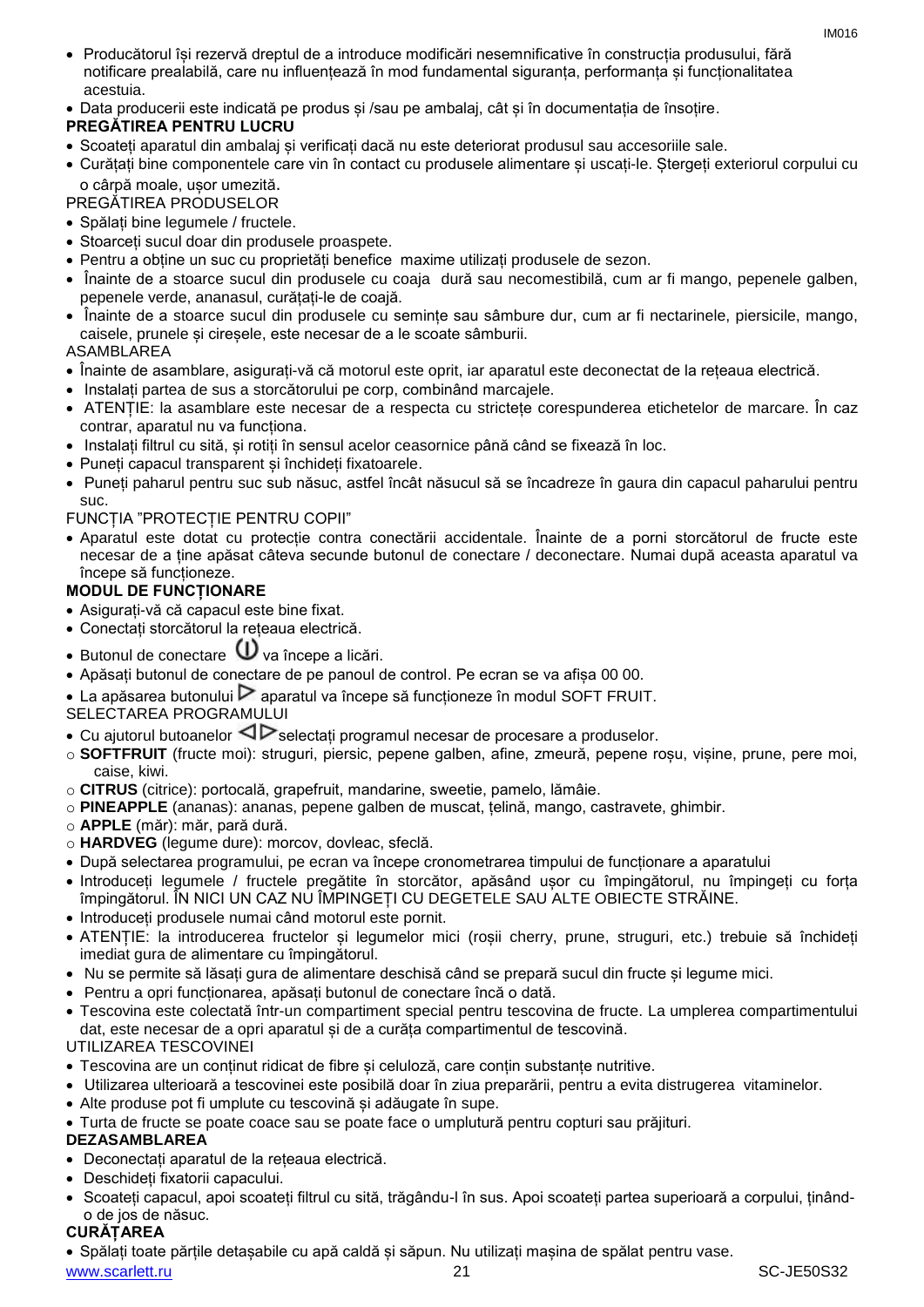- Producătorul își rezervă dreptul de a introduce modificări nesemnificative în construcția produsului, fără notificare prealabilă, care nu influențează în mod fundamental siguranța, performanța și funcționalitatea acestuia.
- Data producerii este indicată pe produs și /sau pe ambalaj, cât și în documentația de însoțire.

**PREGĂTIREA PENTRU LUCRU**

- Scoateți aparatul din ambalaj și verificați dacă nu este deteriorat produsul sau accesoriile sale.
- Curățați bine componentele care vin în contact cu produsele alimentare și uscați-le. Ștergeți exteriorul corpului cu o cârpă moale, ușor umezită.

PREGĂTIREA PRODUSELOR

- Spălați bine legumele / fructele.
- Stoarceți sucul doar din produsele proaspete.
- Pentru a obține un suc cu proprietăți benefice maxime utilizați produsele de sezon.
- Înainte de a stoarce sucul din produsele cu coaja dură sau necomestibilă, cum ar fi mango, pepenele galben, pepenele verde, ananasul, curățați-le de coajă.
- Înainte de a stoarce sucul din produsele cu semințe sau sâmbure dur, cum ar fi nectarinele, piersicile, mango, caisele, prunele și cireșele, este necesar de a le scoate sâmburii.

ASAMBLAREA

- Înainte de asamblare, asigurați-vă că motorul este oprit, iar aparatul este deconectat de la rețeaua electrică.
- Instalați partea de sus a storcătorului pe corp, combinând marcajele.
- ATENȚIE: la asamblare este necesar de a respecta cu strictețe corespunderea etichetelor de marcare. În caz contrar, aparatul nu va funcționa.
- Instalați filtrul cu sită, și rotiți în sensul acelor ceasornice până când se fixează în loc.
- Puneți capacul transparent și închideți fixatoarele.
- Puneți paharul pentru suc sub năsuc, astfel încât năsucul să se încadreze în gaura din capacul paharului pentru suc.

FUNCȚIA "PROTECȚIE PENTRU COPII"

- Aparatul este dotat cu protecție contra conectării accidentale. Înainte de a porni storcătorul de fructe este necesar de a ține apăsat câteva secunde butonul de conectare / deconectare. Numai după aceasta aparatul va începe să funcționeze.

**MODUL DE FUNCȚIONARE**

- Asigurați-vă că capacul este bine fixat.
- Conectați storcătorul la rețeaua electrică.
- Butonul de conectare ⏻ va începe a licări.
- Apăsați butonul de conectare de pe panoul de control. Pe ecran se va afișa 00 00.
- La apăsarea butonului ▷ aparatul va începe să funcționeze în modul SOFT FRUIT.

SELECTAREA PROGRAMULUI

- Cu ajutorul butoanelor ◁▷ selectați programul necesar de procesare a produselor.
  - **SOFTFRUIT** (fructe moi): struguri, piersic, pepene galben, afine, zmeură, pepene roșu, vișine, prune, pere moi, caise, kiwi.
  - **CITRUS** (citrice): portocală, grapefruit, mandarine, sweetie, pamelo, lămâie.
  - **PINEAPPLE** (ananas): ananas, pepene galben de muscat, țelină, mango, castravete, ghimbir.
  - **APPLE** (măr): măr, pară dură.
  - **HARDVEG** (legume dure): morcov, dovleac, sfeclă.
- După selectarea programului, pe ecran va începe cronometrarea timpului de funcționare a aparatului
- Introduceți legumele / fructele pregătite în storcător, apăsând ușor cu împingătorul, nu împingeți cu forța împingătorul. ÎN NICI UN CAZ NU ÎMPINGEȚI CU DEGETELE SAU ALTE OBIECTE STRĂINE.
- Introduceți produsele numai când motorul este pornit.
- ATENȚIE: la introducerea fructelor și legumelor mici (roșii cherry, prune, struguri, etc.) trebuie să închideți imediat gura de alimentare cu împingătorul.
- Nu se permite să lăsați gura de alimentare deschisă când se prepară sucul din fructe și legume mici.
- Pentru a opri funcționarea, apăsați butonul de conectare încă o dată.
- Tescovina este colectată într-un compartiment special pentru tescovina de fructe. La umplerea compartimentului dat, este necesar de a opri aparatul și de a curăța compartimentul de tescovină.

UTILIZAREA TESCOVINEI

- Tescovina are un conținut ridicat de fibre și celuloză, care conțin substanțe nutritive.
- Utilizarea ulterioară a tescovinei este posibilă doar în ziua preparării, pentru a evita distrugerea vitaminelor.
- Alte produse pot fi umplute cu tescovină și adăugate în supe.
- Turta de fructe se poate coace sau se poate face o umplutură pentru copturi sau prăjituri.

**DEZASAMBLAREA**

- Deconectați aparatul de la rețeaua electrică.
- Deschideți fixatorii capacului.
- Scoateți capacul, apoi scoateți filtrul cu sită, trăgându-l în sus. Apoi scoateți partea superioară a corpului, ținând-o de jos de năsuc.

**CURĂȚAREA**

- Spălați toate părțile detașabile cu apă caldă și săpun. Nu utilizați mașina de spălat pentru vase.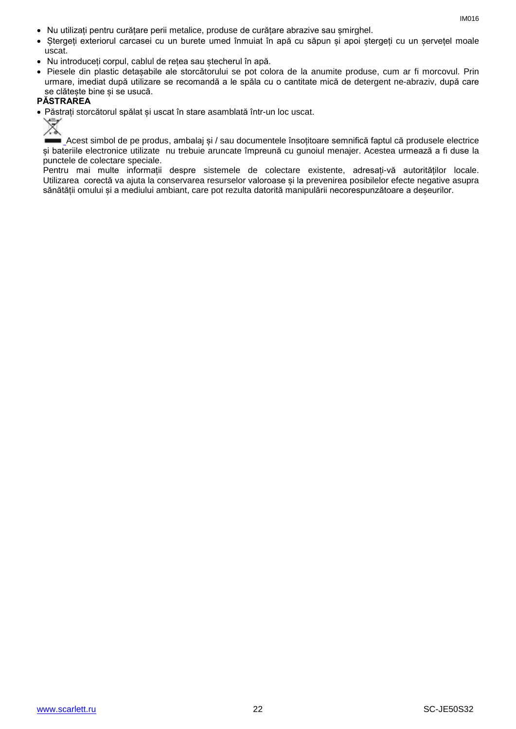- Nu utilizați pentru curățare perii metalice, produse de curățare abrazive sau șmirghel.
- Ștergeți exteriorul carcasei cu un burete umed înmuiat în apă cu săpun și apoi ștergeți cu un șervețel moale uscat.
- Nu introduceți corpul, cablul de rețea sau ștecherul în apă.
- Piesele din plastic detașabile ale storcătorului se pot colora de la anumite produse, cum ar fi morcovul. Prin urmare, imediat după utilizare se recomandă a le spăla cu o cantitate mică de detergent ne-abraziv, după care se clătește bine și se usucă.

**PĂSTRAREA**

- Păstrați storcătorul spălat și uscat în stare asamblată într-un loc uscat.

Acest simbol de pe produs, ambalaj și / sau documentele însoțitoare semnifică faptul că produsele electrice și bateriile electronice utilizate nu trebuie aruncate împreună cu gunoiul menajer. Acestea urmează a fi duse la punctele de colectare speciale.

Pentru mai multe informații despre sistemele de colectare existente, adresați-vă autorităților locale. Utilizarea corectă va ajuta la conservarea resurselor valoroase și la prevenirea posibilelor efecte negative asupra sănătății omului și a mediului ambiant, care pot rezulta datorită manipulării necorespunzătoare a deșeurilor.